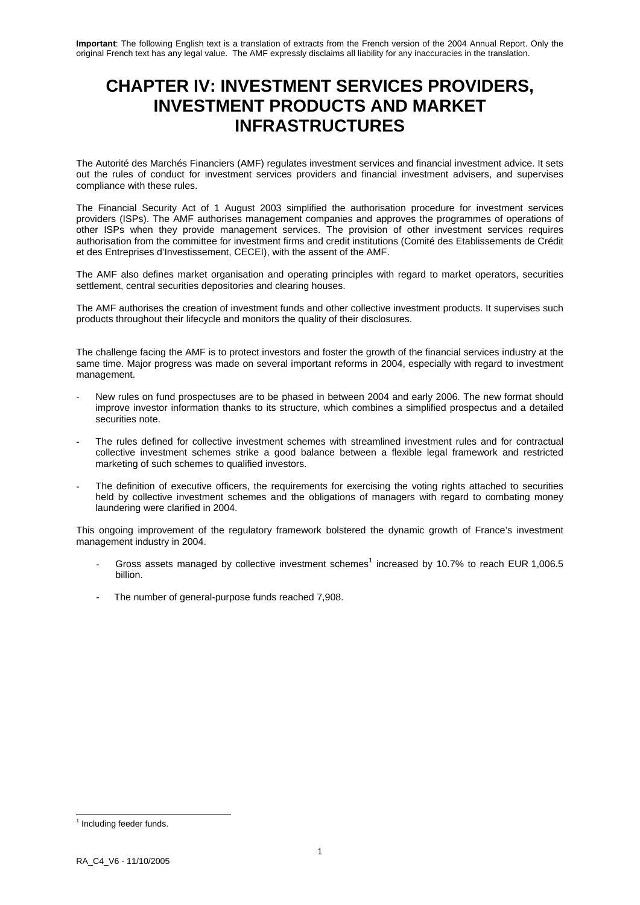**Important**: The following English text is a translation of extracts from the French version of the 2004 Annual Report. Only the original French text has any legal value. The AMF expressly disclaims all liability for any inaccuracies in the translation.

# CHAPTER IV: INVESTMENT SERVICES PROVIDERS, INVESTMENT PRODUCTS AND MARKET INFRASTRUCTURES

The Autorité des Marchés Financiers (AMF) regulates investment services and financial investment advice. It sets out the rules of conduct for investment services providers and financial investment advisers, and supervises compliance with these rules.

The Financial Security Act of 1 August 2003 simplified the authorisation procedure for investment services providers (ISPs). The AMF authorises management companies and approves the programmes of operations of other ISPs when they provide management services. The provision of other investment services requires authorisation from the committee for investment firms and credit institutions (Comité des Etablissements de Crédit et des Entreprises d'Investissement, CECEI), with the assent of the AMF.

The AMF also defines market organisation and operating principles with regard to market operators, securities settlement, central securities depositories and clearing houses.

The AMF authorises the creation of investment funds and other collective investment products. It supervises such products throughout their lifecycle and monitors the quality of their disclosures.

The challenge facing the AMF is to protect investors and foster the growth of the financial services industry at the same time. Major progress was made on several important reforms in 2004, especially with regard to investment management.

- New rules on fund prospectuses are to be phased in between 2004 and early 2006. The new format should improve investor information thanks to its structure, which combines a simplified prospectus and a detailed securities note.
- The rules defined for collective investment schemes with streamlined investment rules and for contractual collective investment schemes strike a good balance between a flexible legal framework and restricted marketing of such schemes to qualified investors.
- The definition of executive officers, the requirements for exercising the voting rights attached to securities held by collective investment schemes and the obligations of managers with regard to combating money laundering were clarified in 2004.

This ongoing improvement of the regulatory framework bolstered the dynamic growth of France's investment management industry in 2004.

- Gross assets managed by collective investment schemes[1] increased by 10.7% to reach EUR 1,006.5 billion.
- The number of general-purpose funds reached 7,908.

[1] Including feeder funds.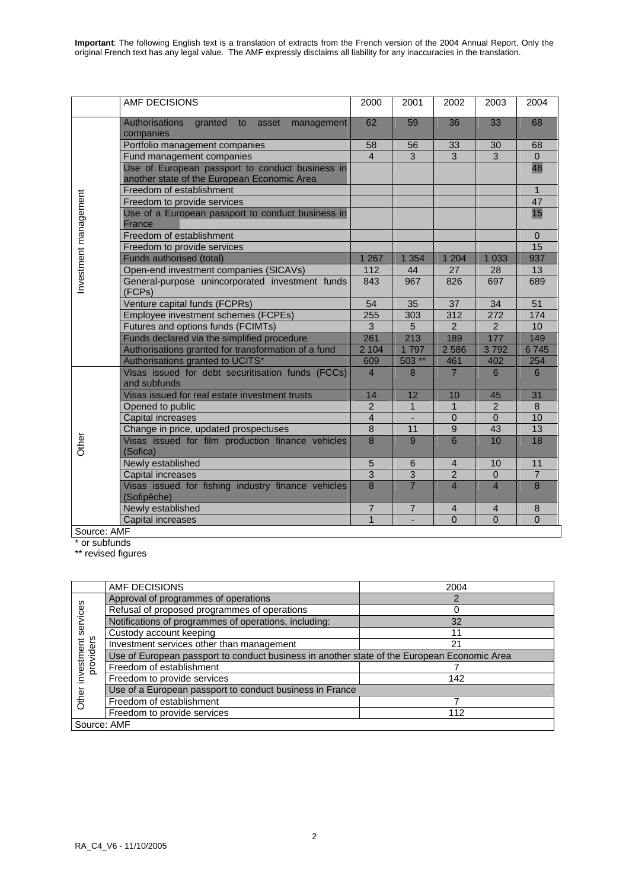**Important**: The following English text is a translation of extracts from the French version of the 2004 Annual Report. Only the original French text has any legal value. The AMF expressly disclaims all liability for any inaccuracies in the translation.

| | AMF DECISIONS | 2000 | 2001 | 2002 | 2003 | 2004 |
|---|---|---|---|---|---|---|
| Investment management | Authorisations granted to asset management companies | 62 | 59 | 36 | 33 | 68 |
| | Portfolio management companies | 58 | 56 | 33 | 30 | 68 |
| | Fund management companies | 4 | 3 | 3 | 3 | 0 |
| | Use of European passport to conduct business in another state of the European Economic Area | | | | | 48 |
| | Freedom of establishment | | | | | 1 |
| | Freedom to provide services | | | | | 47 |
| | Use of a European passport to conduct business in France | | | | | 15 |
| | Freedom of establishment | | | | | 0 |
| | Freedom to provide services | | | | | 15 |
| | Funds authorised (total) | 1 267 | 1 354 | 1 204 | 1 033 | 937 |
| | Open-end investment companies (SICAVs) | 112 | 44 | 27 | 28 | 13 |
| | General-purpose unincorporated investment funds (FCPs) | 843 | 967 | 826 | 697 | 689 |
| | Venture capital funds (FCPRs) | 54 | 35 | 37 | 34 | 51 |
| | Employee investment schemes (FCPEs) | 255 | 303 | 312 | 272 | 174 |
| | Futures and options funds (FCIMTs) | 3 | 5 | 2 | 2 | 10 |
| | Funds declared via the simplified procedure | 261 | 213 | 189 | 177 | 149 |
| | Authorisations granted for transformation of a fund | 2 104 | 1 797 | 2 586 | 3 792 | 6 745 |
| | Authorisations granted to UCITS* | 609 | 503 ** | 461 | 402 | 254 |
| Other | Visas issued for debt securitisation funds (FCCs) and subfunds | 4 | 8 | 7 | 6 | 6 |
| | Visas issued for real estate investment trusts | 14 | 12 | 10 | 45 | 31 |
| | Opened to public | 2 | 1 | 1 | 2 | 8 |
| | Capital increases | 4 | - | 0 | 0 | 10 |
| | Change in price, updated prospectuses | 8 | 11 | 9 | 43 | 13 |
| | Visas issued for film production finance vehicles (Sofica) | 8 | 9 | 6 | 10 | 18 |
| | Newly established | 5 | 6 | 4 | 10 | 11 |
| | Capital increases | 3 | 3 | 2 | 0 | 7 |
| | Visas issued for fishing industry finance vehicles (Sofipêche) | 8 | 7 | 4 | 4 | 8 |
| | Newly established | 7 | 7 | 4 | 4 | 8 |
| | Capital increases | 1 | - | 0 | 0 | 0 |

Source: AMF

\* or subfunds

\*\* revised figures

| | AMF DECISIONS | 2004 |
|---|---|---|
| Other investment services providers | Approval of programmes of operations | 2 |
| | Refusal of proposed programmes of operations | 0 |
| | Notifications of programmes of operations, including: | 32 |
| | Custody account keeping | 11 |
| | Investment services other than management | 21 |
| | Use of European passport to conduct business in another state of the European Economic Area | |
| | Freedom of establishment | 7 |
| | Freedom to provide services | 142 |
| | Use of a European passport to conduct business in France | |
| | Freedom of establishment | 7 |
| | Freedom to provide services | 112 |

Source: AMF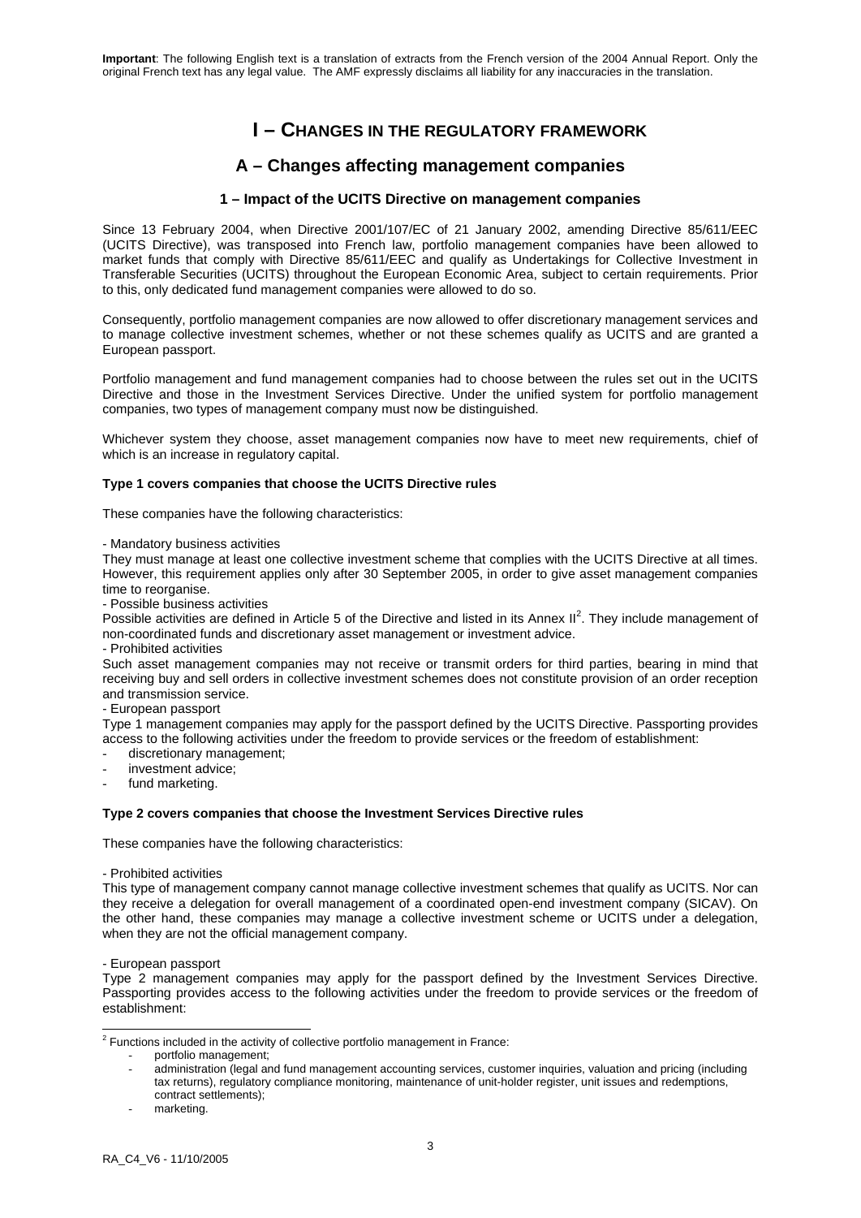**Important**: The following English text is a translation of extracts from the French version of the 2004 Annual Report. Only the original French text has any legal value. The AMF expressly disclaims all liability for any inaccuracies in the translation.

# I – CHANGES IN THE REGULATORY FRAMEWORK

## A – Changes affecting management companies

### 1 – Impact of the UCITS Directive on management companies

Since 13 February 2004, when Directive 2001/107/EC of 21 January 2002, amending Directive 85/611/EEC (UCITS Directive), was transposed into French law, portfolio management companies have been allowed to market funds that comply with Directive 85/611/EEC and qualify as Undertakings for Collective Investment in Transferable Securities (UCITS) throughout the European Economic Area, subject to certain requirements. Prior to this, only dedicated fund management companies were allowed to do so.

Consequently, portfolio management companies are now allowed to offer discretionary management services and to manage collective investment schemes, whether or not these schemes qualify as UCITS and are granted a European passport.

Portfolio management and fund management companies had to choose between the rules set out in the UCITS Directive and those in the Investment Services Directive. Under the unified system for portfolio management companies, two types of management company must now be distinguished.

Whichever system they choose, asset management companies now have to meet new requirements, chief of which is an increase in regulatory capital.

**Type 1 covers companies that choose the UCITS Directive rules**

These companies have the following characteristics:

- Mandatory business activities

They must manage at least one collective investment scheme that complies with the UCITS Directive at all times. However, this requirement applies only after 30 September 2005, in order to give asset management companies time to reorganise.

- Possible business activities

Possible activities are defined in Article 5 of the Directive and listed in its Annex II[2]. They include management of non-coordinated funds and discretionary asset management or investment advice.

- Prohibited activities

Such asset management companies may not receive or transmit orders for third parties, bearing in mind that receiving buy and sell orders in collective investment schemes does not constitute provision of an order reception and transmission service.

- European passport

Type 1 management companies may apply for the passport defined by the UCITS Directive. Passporting provides access to the following activities under the freedom to provide services or the freedom of establishment:

- discretionary management;
- investment advice;
- fund marketing.

**Type 2 covers companies that choose the Investment Services Directive rules**

These companies have the following characteristics:

- Prohibited activities

This type of management company cannot manage collective investment schemes that qualify as UCITS. Nor can they receive a delegation for overall management of a coordinated open-end investment company (SICAV). On the other hand, these companies may manage a collective investment scheme or UCITS under a delegation, when they are not the official management company.

- European passport

Type 2 management companies may apply for the passport defined by the Investment Services Directive. Passporting provides access to the following activities under the freedom to provide services or the freedom of establishment:

---

[2] Functions included in the activity of collective portfolio management in France:

- portfolio management;
- administration (legal and fund management accounting services, customer inquiries, valuation and pricing (including tax returns), regulatory compliance monitoring, maintenance of unit-holder register, unit issues and redemptions, contract settlements);
- marketing.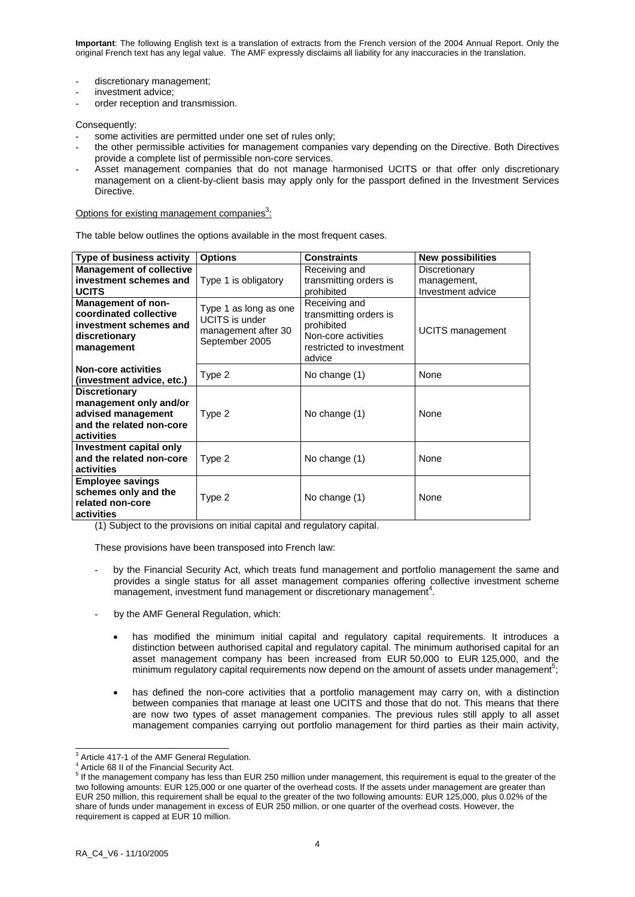**Important**: The following English text is a translation of extracts from the French version of the 2004 Annual Report. Only the original French text has any legal value. The AMF expressly disclaims all liability for any inaccuracies in the translation.

- discretionary management;
- investment advice;
- order reception and transmission.

Consequently:

- some activities are permitted under one set of rules only;
- the other permissible activities for management companies vary depending on the Directive. Both Directives provide a complete list of permissible non-core services.
- Asset management companies that do not manage harmonised UCITS or that offer only discretionary management on a client-by-client basis may apply only for the passport defined in the Investment Services Directive.

Options for existing management companies[3]:

The table below outlines the options available in the most frequent cases.

| Type of business activity | Options | Constraints | New possibilities |
|---|---|---|---|
| **Management of collective investment schemes and UCITS** | Type 1 is obligatory | Receiving and transmitting orders is prohibited | Discretionary management, Investment advice |
| **Management of non-coordinated collective investment schemes and discretionary management** | Type 1 as long as one UCITS is under management after 30 September 2005 | Receiving and transmitting orders is prohibited<br>Non-core activities restricted to investment advice | UCITS management |
| **Non-core activities (investment advice, etc.)** | Type 2 | No change (1) | None |
| **Discretionary management only and/or advised management and the related non-core activities** | Type 2 | No change (1) | None |
| **Investment capital only and the related non-core activities** | Type 2 | No change (1) | None |
| **Employee savings schemes only and the related non-core activities** | Type 2 | No change (1) | None |

(1) Subject to the provisions on initial capital and regulatory capital.

These provisions have been transposed into French law:

- by the Financial Security Act, which treats fund management and portfolio management the same and provides a single status for all asset management companies offering collective investment scheme management, investment fund management or discretionary management[4].
- by the AMF General Regulation, which:
  - has modified the minimum initial capital and regulatory capital requirements. It introduces a distinction between authorised capital and regulatory capital. The minimum authorised capital for an asset management company has been increased from EUR 50,000 to EUR 125,000, and the minimum regulatory capital requirements now depend on the amount of assets under management[5];
  - has defined the non-core activities that a portfolio management may carry on, with a distinction between companies that manage at least one UCITS and those that do not. This means that there are now two types of asset management companies. The previous rules still apply to all asset management companies carrying out portfolio management for third parties as their main activity,

---

[3] Article 417-1 of the AMF General Regulation.

[4] Article 68 II of the Financial Security Act.

[5] If the management company has less than EUR 250 million under management, this requirement is equal to the greater of the two following amounts: EUR 125,000 or one quarter of the overhead costs. If the assets under management are greater than EUR 250 million, this requirement shall be equal to the greater of the two following amounts: EUR 125,000, plus 0.02% of the share of funds under management in excess of EUR 250 million, or one quarter of the overhead costs. However, the requirement is capped at EUR 10 million.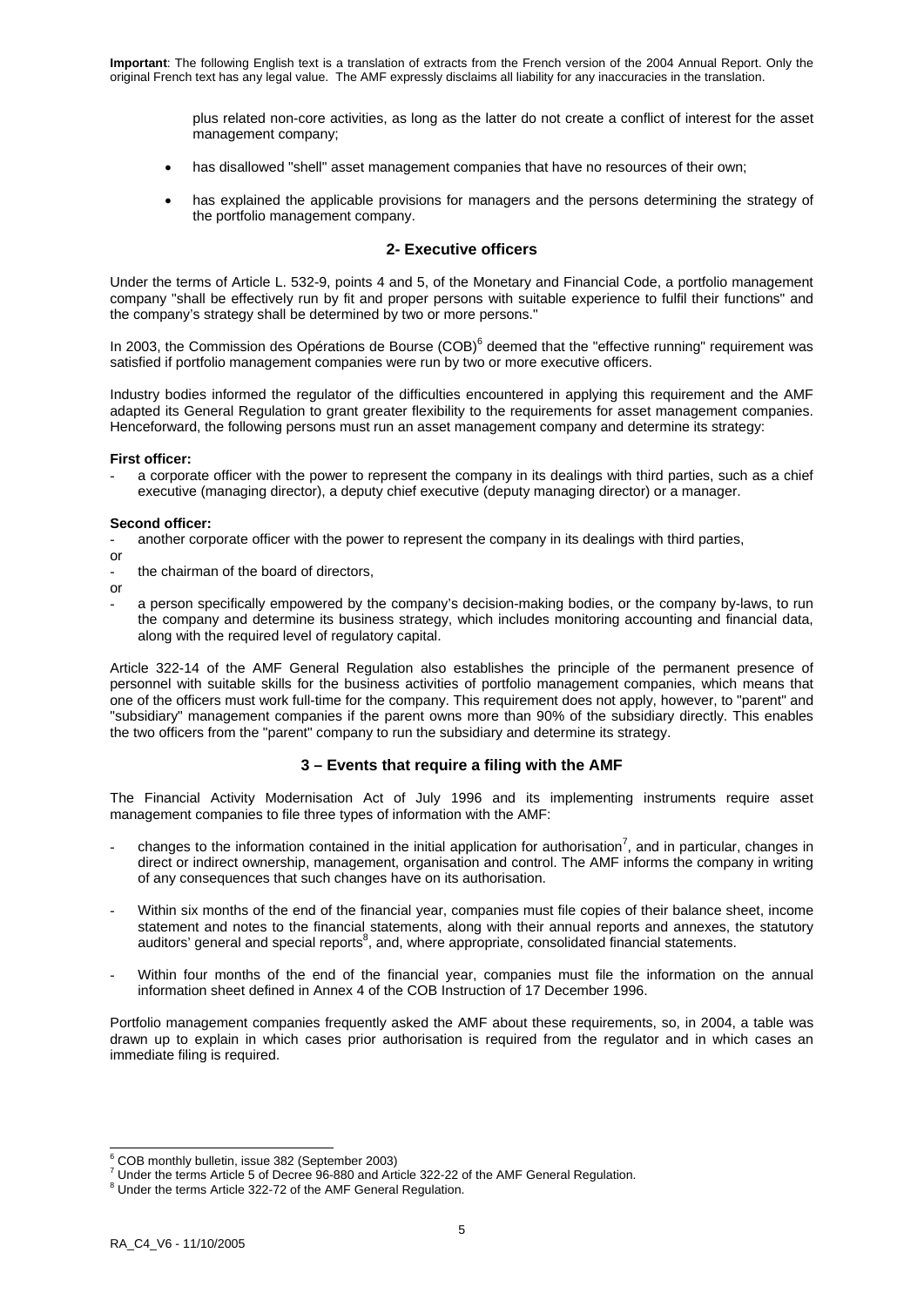**Important**: The following English text is a translation of extracts from the French version of the 2004 Annual Report. Only the original French text has any legal value. The AMF expressly disclaims all liability for any inaccuracies in the translation.

plus related non-core activities, as long as the latter do not create a conflict of interest for the asset management company;

- has disallowed "shell" asset management companies that have no resources of their own;
- has explained the applicable provisions for managers and the persons determining the strategy of the portfolio management company.

## 2- Executive officers

Under the terms of Article L. 532-9, points 4 and 5, of the Monetary and Financial Code, a portfolio management company "shall be effectively run by fit and proper persons with suitable experience to fulfil their functions" and the company's strategy shall be determined by two or more persons."

In 2003, the Commission des Opérations de Bourse (COB)[6] deemed that the "effective running" requirement was satisfied if portfolio management companies were run by two or more executive officers.

Industry bodies informed the regulator of the difficulties encountered in applying this requirement and the AMF adapted its General Regulation to grant greater flexibility to the requirements for asset management companies. Henceforward, the following persons must run an asset management company and determine its strategy:

**First officer:**

- a corporate officer with the power to represent the company in its dealings with third parties, such as a chief executive (managing director), a deputy chief executive (deputy managing director) or a manager.

**Second officer:**

- another corporate officer with the power to represent the company in its dealings with third parties,

or

- the chairman of the board of directors,

or

- a person specifically empowered by the company's decision-making bodies, or the company by-laws, to run the company and determine its business strategy, which includes monitoring accounting and financial data, along with the required level of regulatory capital.

Article 322-14 of the AMF General Regulation also establishes the principle of the permanent presence of personnel with suitable skills for the business activities of portfolio management companies, which means that one of the officers must work full-time for the company. This requirement does not apply, however, to "parent" and "subsidiary" management companies if the parent owns more than 90% of the subsidiary directly. This enables the two officers from the "parent" company to run the subsidiary and determine its strategy.

## 3 – Events that require a filing with the AMF

The Financial Activity Modernisation Act of July 1996 and its implementing instruments require asset management companies to file three types of information with the AMF:

- changes to the information contained in the initial application for authorisation[7], and in particular, changes in direct or indirect ownership, management, organisation and control. The AMF informs the company in writing of any consequences that such changes have on its authorisation.
- Within six months of the end of the financial year, companies must file copies of their balance sheet, income statement and notes to the financial statements, along with their annual reports and annexes, the statutory auditors' general and special reports[8], and, where appropriate, consolidated financial statements.
- Within four months of the end of the financial year, companies must file the information on the annual information sheet defined in Annex 4 of the COB Instruction of 17 December 1996.

Portfolio management companies frequently asked the AMF about these requirements, so, in 2004, a table was drawn up to explain in which cases prior authorisation is required from the regulator and in which cases an immediate filing is required.

---

[6] COB monthly bulletin, issue 382 (September 2003)

[7] Under the terms Article 5 of Decree 96-880 and Article 322-22 of the AMF General Regulation.

[8] Under the terms Article 322-72 of the AMF General Regulation.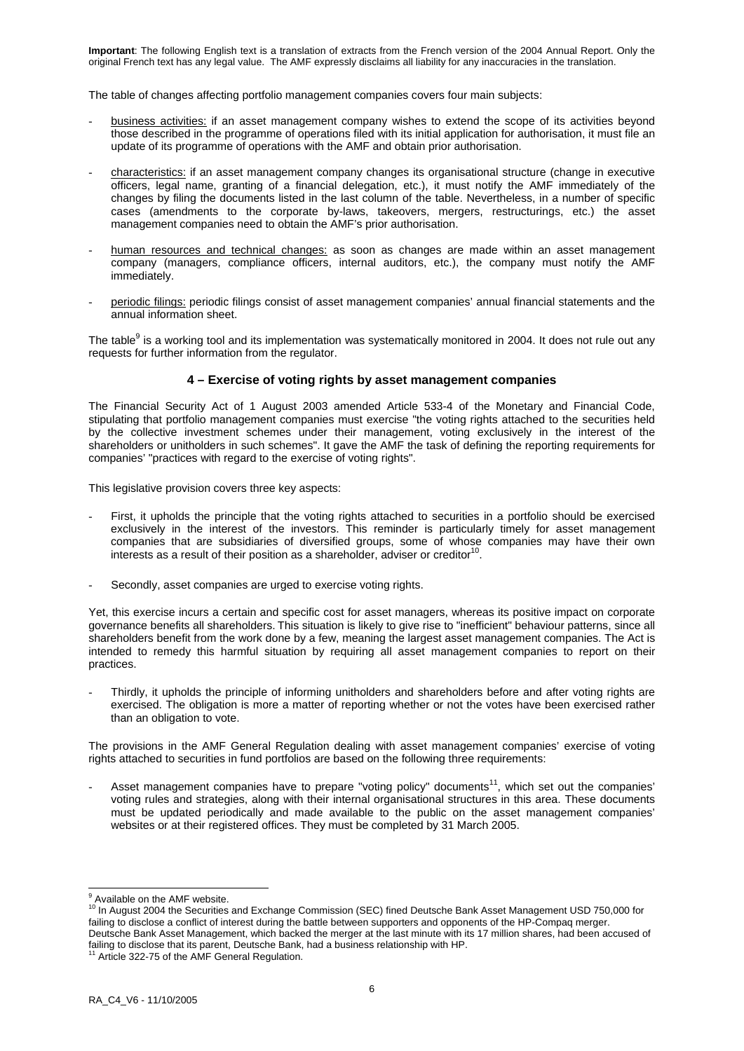**Important**: The following English text is a translation of extracts from the French version of the 2004 Annual Report. Only the original French text has any legal value. The AMF expressly disclaims all liability for any inaccuracies in the translation.

The table of changes affecting portfolio management companies covers four main subjects:

- business activities: if an asset management company wishes to extend the scope of its activities beyond those described in the programme of operations filed with its initial application for authorisation, it must file an update of its programme of operations with the AMF and obtain prior authorisation.
- characteristics: if an asset management company changes its organisational structure (change in executive officers, legal name, granting of a financial delegation, etc.), it must notify the AMF immediately of the changes by filing the documents listed in the last column of the table. Nevertheless, in a number of specific cases (amendments to the corporate by-laws, takeovers, mergers, restructurings, etc.) the asset management companies need to obtain the AMF's prior authorisation.
- human resources and technical changes: as soon as changes are made within an asset management company (managers, compliance officers, internal auditors, etc.), the company must notify the AMF immediately.
- periodic filings: periodic filings consist of asset management companies' annual financial statements and the annual information sheet.

The table[9] is a working tool and its implementation was systematically monitored in 2004. It does not rule out any requests for further information from the regulator.

## 4 – Exercise of voting rights by asset management companies

The Financial Security Act of 1 August 2003 amended Article 533-4 of the Monetary and Financial Code, stipulating that portfolio management companies must exercise "the voting rights attached to the securities held by the collective investment schemes under their management, voting exclusively in the interest of the shareholders or unitholders in such schemes". It gave the AMF the task of defining the reporting requirements for companies' "practices with regard to the exercise of voting rights".

This legislative provision covers three key aspects:

- First, it upholds the principle that the voting rights attached to securities in a portfolio should be exercised exclusively in the interest of the investors. This reminder is particularly timely for asset management companies that are subsidiaries of diversified groups, some of whose companies may have their own interests as a result of their position as a shareholder, adviser or creditor[10].
- Secondly, asset companies are urged to exercise voting rights.

Yet, this exercise incurs a certain and specific cost for asset managers, whereas its positive impact on corporate governance benefits all shareholders. This situation is likely to give rise to "inefficient" behaviour patterns, since all shareholders benefit from the work done by a few, meaning the largest asset management companies. The Act is intended to remedy this harmful situation by requiring all asset management companies to report on their practices.

- Thirdly, it upholds the principle of informing unitholders and shareholders before and after voting rights are exercised. The obligation is more a matter of reporting whether or not the votes have been exercised rather than an obligation to vote.

The provisions in the AMF General Regulation dealing with asset management companies' exercise of voting rights attached to securities in fund portfolios are based on the following three requirements:

- Asset management companies have to prepare "voting policy" documents[11], which set out the companies' voting rules and strategies, along with their internal organisational structures in this area. These documents must be updated periodically and made available to the public on the asset management companies' websites or at their registered offices. They must be completed by 31 March 2005.

---

[9] Available on the AMF website.

[10] In August 2004 the Securities and Exchange Commission (SEC) fined Deutsche Bank Asset Management USD 750,000 for failing to disclose a conflict of interest during the battle between supporters and opponents of the HP-Compaq merger. Deutsche Bank Asset Management, which backed the merger at the last minute with its 17 million shares, had been accused of failing to disclose that its parent, Deutsche Bank, had a business relationship with HP.

[11] Article 322-75 of the AMF General Regulation.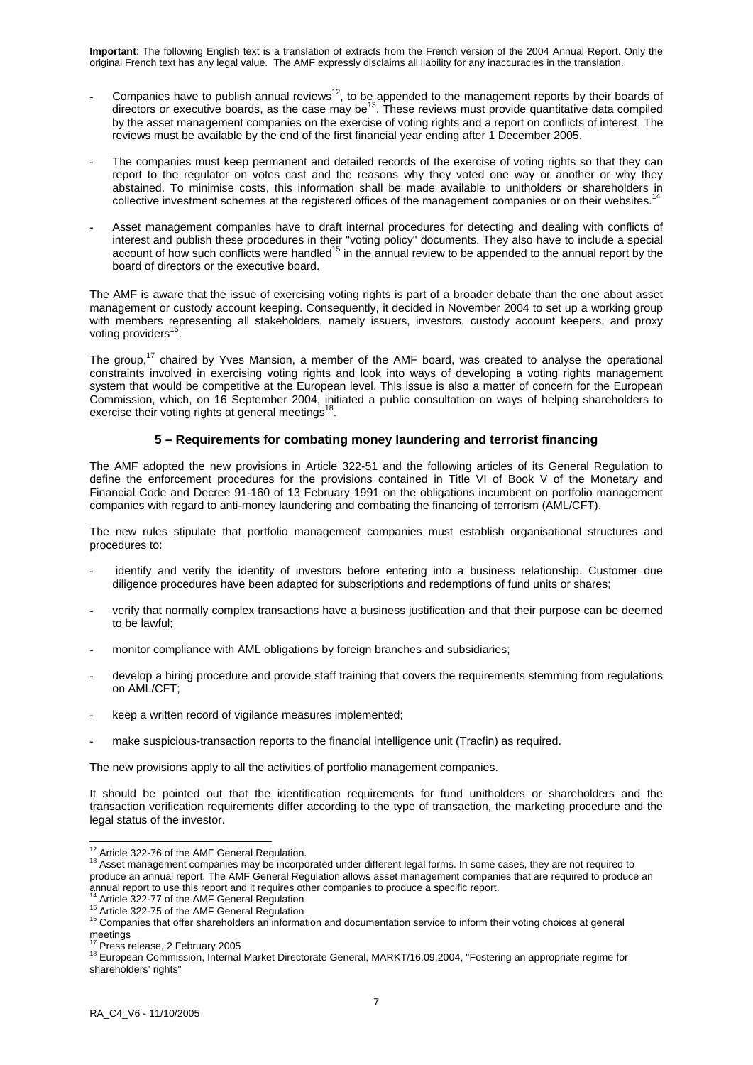**Important**: The following English text is a translation of extracts from the French version of the 2004 Annual Report. Only the original French text has any legal value. The AMF expressly disclaims all liability for any inaccuracies in the translation.

- Companies have to publish annual reviews[12], to be appended to the management reports by their boards of directors or executive boards, as the case may be[13]. These reviews must provide quantitative data compiled by the asset management companies on the exercise of voting rights and a report on conflicts of interest. The reviews must be available by the end of the first financial year ending after 1 December 2005.

- The companies must keep permanent and detailed records of the exercise of voting rights so that they can report to the regulator on votes cast and the reasons why they voted one way or another or why they abstained. To minimise costs, this information shall be made available to unitholders or shareholders in collective investment schemes at the registered offices of the management companies or on their websites.[14]

- Asset management companies have to draft internal procedures for detecting and dealing with conflicts of interest and publish these procedures in their "voting policy" documents. They also have to include a special account of how such conflicts were handled[15] in the annual review to be appended to the annual report by the board of directors or the executive board.

The AMF is aware that the issue of exercising voting rights is part of a broader debate than the one about asset management or custody account keeping. Consequently, it decided in November 2004 to set up a working group with members representing all stakeholders, namely issuers, investors, custody account keepers, and proxy voting providers[16].

The group,[17] chaired by Yves Mansion, a member of the AMF board, was created to analyse the operational constraints involved in exercising voting rights and look into ways of developing a voting rights management system that would be competitive at the European level. This issue is also a matter of concern for the European Commission, which, on 16 September 2004, initiated a public consultation on ways of helping shareholders to exercise their voting rights at general meetings[18].

### 5 – Requirements for combating money laundering and terrorist financing

The AMF adopted the new provisions in Article 322-51 and the following articles of its General Regulation to define the enforcement procedures for the provisions contained in Title VI of Book V of the Monetary and Financial Code and Decree 91-160 of 13 February 1991 on the obligations incumbent on portfolio management companies with regard to anti-money laundering and combating the financing of terrorism (AML/CFT).

The new rules stipulate that portfolio management companies must establish organisational structures and procedures to:

- identify and verify the identity of investors before entering into a business relationship. Customer due diligence procedures have been adapted for subscriptions and redemptions of fund units or shares;

- verify that normally complex transactions have a business justification and that their purpose can be deemed to be lawful;

- monitor compliance with AML obligations by foreign branches and subsidiaries;

- develop a hiring procedure and provide staff training that covers the requirements stemming from regulations on AML/CFT;

- keep a written record of vigilance measures implemented;

- make suspicious-transaction reports to the financial intelligence unit (Tracfin) as required.

The new provisions apply to all the activities of portfolio management companies.

It should be pointed out that the identification requirements for fund unitholders or shareholders and the transaction verification requirements differ according to the type of transaction, the marketing procedure and the legal status of the investor.

---

[12] Article 322-76 of the AMF General Regulation.

[13] Asset management companies may be incorporated under different legal forms. In some cases, they are not required to produce an annual report. The AMF General Regulation allows asset management companies that are required to produce an annual report to use this report and it requires other companies to produce a specific report.

[14] Article 322-77 of the AMF General Regulation

[15] Article 322-75 of the AMF General Regulation

[16] Companies that offer shareholders an information and documentation service to inform their voting choices at general meetings

[17] Press release, 2 February 2005

[18] European Commission, Internal Market Directorate General, MARKT/16.09.2004, "Fostering an appropriate regime for shareholders' rights"

RA_C4_V6 - 11/10/2005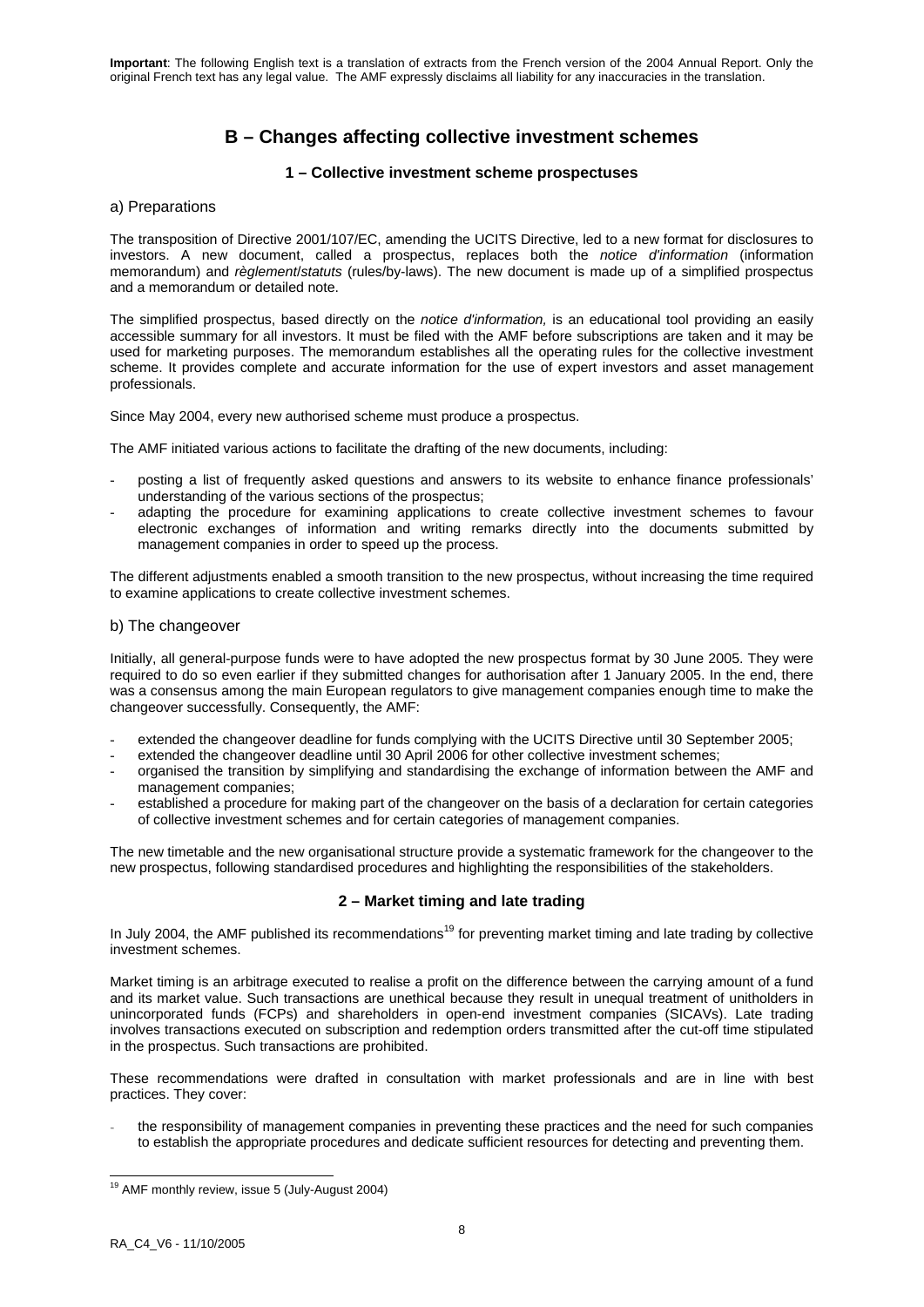**Important**: The following English text is a translation of extracts from the French version of the 2004 Annual Report. Only the original French text has any legal value. The AMF expressly disclaims all liability for any inaccuracies in the translation.

## B – Changes affecting collective investment schemes

### 1 – Collective investment scheme prospectuses

#### a) Preparations

The transposition of Directive 2001/107/EC, amending the UCITS Directive, led to a new format for disclosures to investors. A new document, called a prospectus, replaces both the *notice d'information* (information memorandum) and *règlement*/*statuts* (rules/by-laws). The new document is made up of a simplified prospectus and a memorandum or detailed note.

The simplified prospectus, based directly on the *notice d'information,* is an educational tool providing an easily accessible summary for all investors. It must be filed with the AMF before subscriptions are taken and it may be used for marketing purposes. The memorandum establishes all the operating rules for the collective investment scheme. It provides complete and accurate information for the use of expert investors and asset management professionals.

Since May 2004, every new authorised scheme must produce a prospectus.

The AMF initiated various actions to facilitate the drafting of the new documents, including:

- posting a list of frequently asked questions and answers to its website to enhance finance professionals' understanding of the various sections of the prospectus;
- adapting the procedure for examining applications to create collective investment schemes to favour electronic exchanges of information and writing remarks directly into the documents submitted by management companies in order to speed up the process.

The different adjustments enabled a smooth transition to the new prospectus, without increasing the time required to examine applications to create collective investment schemes.

#### b) The changeover

Initially, all general-purpose funds were to have adopted the new prospectus format by 30 June 2005. They were required to do so even earlier if they submitted changes for authorisation after 1 January 2005. In the end, there was a consensus among the main European regulators to give management companies enough time to make the changeover successfully. Consequently, the AMF:

- extended the changeover deadline for funds complying with the UCITS Directive until 30 September 2005;
- extended the changeover deadline until 30 April 2006 for other collective investment schemes;
- organised the transition by simplifying and standardising the exchange of information between the AMF and management companies;
- established a procedure for making part of the changeover on the basis of a declaration for certain categories of collective investment schemes and for certain categories of management companies.

The new timetable and the new organisational structure provide a systematic framework for the changeover to the new prospectus, following standardised procedures and highlighting the responsibilities of the stakeholders.

### 2 – Market timing and late trading

In July 2004, the AMF published its recommendations[19] for preventing market timing and late trading by collective investment schemes.

Market timing is an arbitrage executed to realise a profit on the difference between the carrying amount of a fund and its market value. Such transactions are unethical because they result in unequal treatment of unitholders in unincorporated funds (FCPs) and shareholders in open-end investment companies (SICAVs). Late trading involves transactions executed on subscription and redemption orders transmitted after the cut-off time stipulated in the prospectus. Such transactions are prohibited.

These recommendations were drafted in consultation with market professionals and are in line with best practices. They cover:

- the responsibility of management companies in preventing these practices and the need for such companies to establish the appropriate procedures and dedicate sufficient resources for detecting and preventing them.

[19] AMF monthly review, issue 5 (July-August 2004)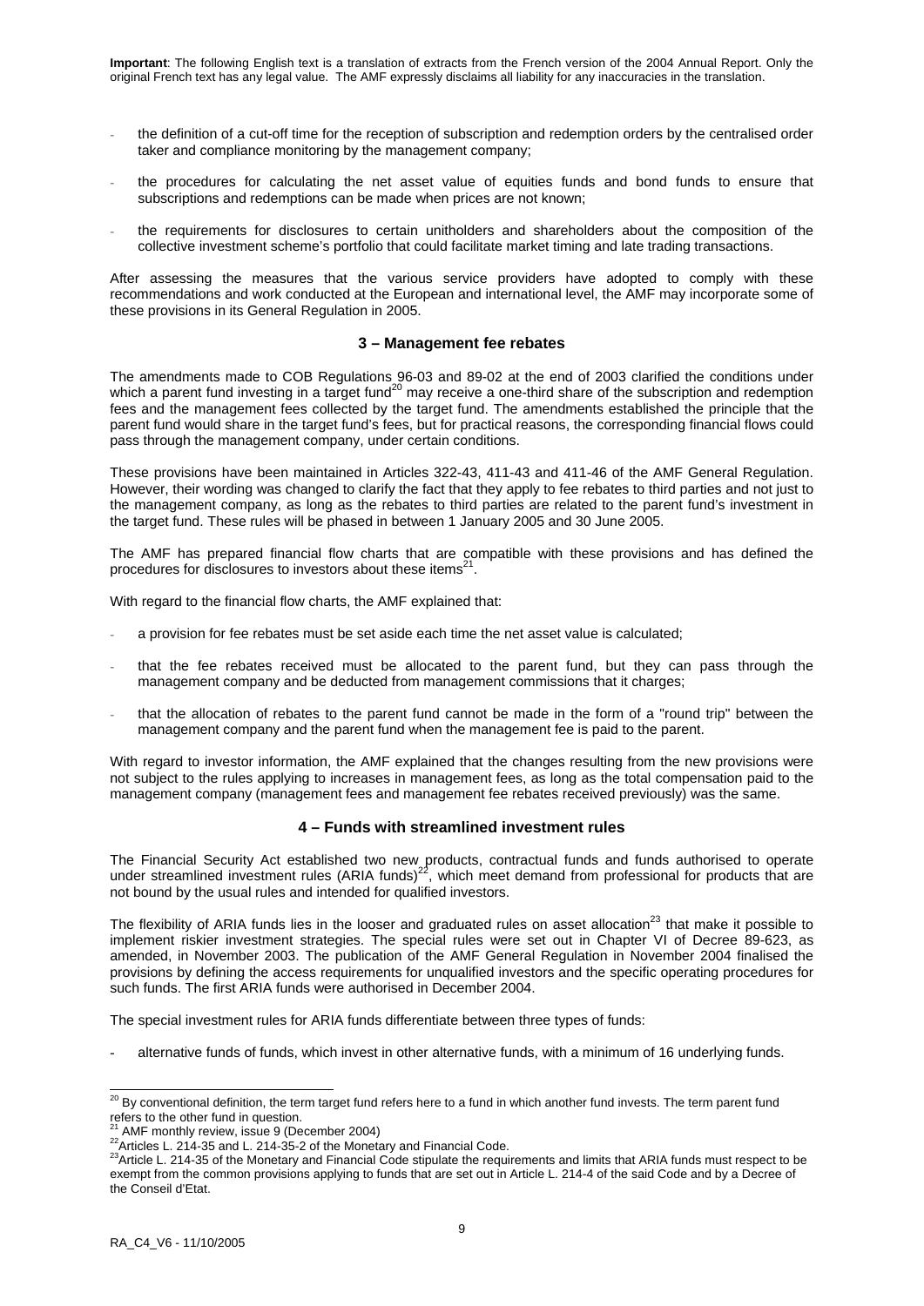**Important**: The following English text is a translation of extracts from the French version of the 2004 Annual Report. Only the original French text has any legal value. The AMF expressly disclaims all liability for any inaccuracies in the translation.

- the definition of a cut-off time for the reception of subscription and redemption orders by the centralised order taker and compliance monitoring by the management company;
- the procedures for calculating the net asset value of equities funds and bond funds to ensure that subscriptions and redemptions can be made when prices are not known;
- the requirements for disclosures to certain unitholders and shareholders about the composition of the collective investment scheme's portfolio that could facilitate market timing and late trading transactions.

After assessing the measures that the various service providers have adopted to comply with these recommendations and work conducted at the European and international level, the AMF may incorporate some of these provisions in its General Regulation in 2005.

### 3 – Management fee rebates

The amendments made to COB Regulations 96-03 and 89-02 at the end of 2003 clarified the conditions under which a parent fund investing in a target fund[20] may receive a one-third share of the subscription and redemption fees and the management fees collected by the target fund. The amendments established the principle that the parent fund would share in the target fund's fees, but for practical reasons, the corresponding financial flows could pass through the management company, under certain conditions.

These provisions have been maintained in Articles 322-43, 411-43 and 411-46 of the AMF General Regulation. However, their wording was changed to clarify the fact that they apply to fee rebates to third parties and not just to the management company, as long as the rebates to third parties are related to the parent fund's investment in the target fund. These rules will be phased in between 1 January 2005 and 30 June 2005.

The AMF has prepared financial flow charts that are compatible with these provisions and has defined the procedures for disclosures to investors about these items[21].

With regard to the financial flow charts, the AMF explained that:

- a provision for fee rebates must be set aside each time the net asset value is calculated;
- that the fee rebates received must be allocated to the parent fund, but they can pass through the management company and be deducted from management commissions that it charges;
- that the allocation of rebates to the parent fund cannot be made in the form of a "round trip" between the management company and the parent fund when the management fee is paid to the parent.

With regard to investor information, the AMF explained that the changes resulting from the new provisions were not subject to the rules applying to increases in management fees, as long as the total compensation paid to the management company (management fees and management fee rebates received previously) was the same.

### 4 – Funds with streamlined investment rules

The Financial Security Act established two new products, contractual funds and funds authorised to operate under streamlined investment rules (ARIA funds)[22], which meet demand from professional for products that are not bound by the usual rules and intended for qualified investors.

The flexibility of ARIA funds lies in the looser and graduated rules on asset allocation[23] that make it possible to implement riskier investment strategies. The special rules were set out in Chapter VI of Decree 89-623, as amended, in November 2003. The publication of the AMF General Regulation in November 2004 finalised the provisions by defining the access requirements for unqualified investors and the specific operating procedures for such funds. The first ARIA funds were authorised in December 2004.

The special investment rules for ARIA funds differentiate between three types of funds:

- alternative funds of funds, which invest in other alternative funds, with a minimum of 16 underlying funds.

[20] By conventional definition, the term target fund refers here to a fund in which another fund invests. The term parent fund refers to the other fund in question.

[21] AMF monthly review, issue 9 (December 2004)

[22] Articles L. 214-35 and L. 214-35-2 of the Monetary and Financial Code.

[23] Article L. 214-35 of the Monetary and Financial Code stipulate the requirements and limits that ARIA funds must respect to be exempt from the common provisions applying to funds that are set out in Article L. 214-4 of the said Code and by a Decree of the Conseil d'Etat.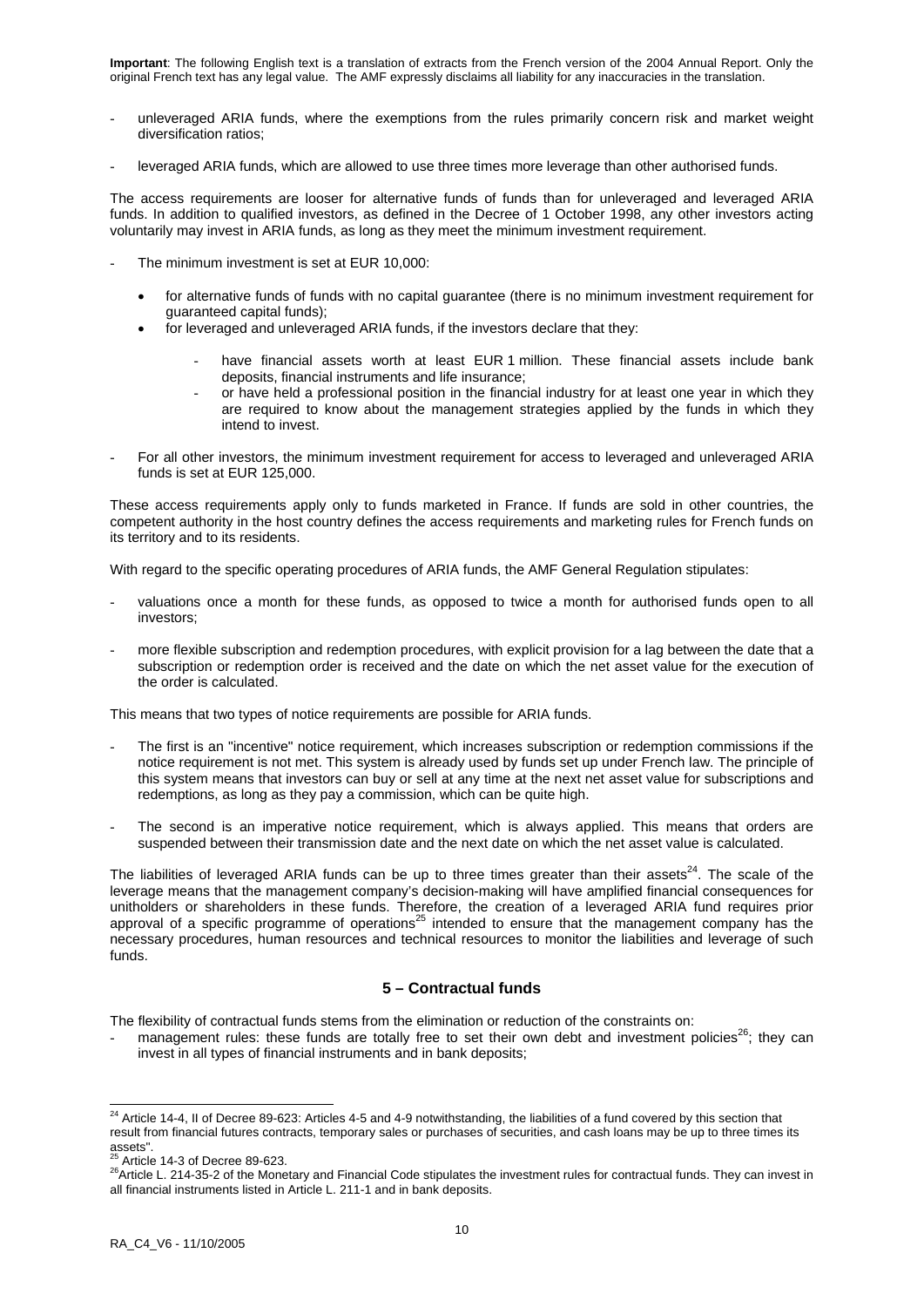**Important**: The following English text is a translation of extracts from the French version of the 2004 Annual Report. Only the original French text has any legal value. The AMF expressly disclaims all liability for any inaccuracies in the translation.

- unleveraged ARIA funds, where the exemptions from the rules primarily concern risk and market weight diversification ratios;
- leveraged ARIA funds, which are allowed to use three times more leverage than other authorised funds.

The access requirements are looser for alternative funds of funds than for unleveraged and leveraged ARIA funds. In addition to qualified investors, as defined in the Decree of 1 October 1998, any other investors acting voluntarily may invest in ARIA funds, as long as they meet the minimum investment requirement.

- The minimum investment is set at EUR 10,000:
  - for alternative funds of funds with no capital guarantee (there is no minimum investment requirement for guaranteed capital funds);
  - for leveraged and unleveraged ARIA funds, if the investors declare that they:
    - have financial assets worth at least EUR 1 million. These financial assets include bank deposits, financial instruments and life insurance;
    - or have held a professional position in the financial industry for at least one year in which they are required to know about the management strategies applied by the funds in which they intend to invest.
- For all other investors, the minimum investment requirement for access to leveraged and unleveraged ARIA funds is set at EUR 125,000.

These access requirements apply only to funds marketed in France. If funds are sold in other countries, the competent authority in the host country defines the access requirements and marketing rules for French funds on its territory and to its residents.

With regard to the specific operating procedures of ARIA funds, the AMF General Regulation stipulates:

- valuations once a month for these funds, as opposed to twice a month for authorised funds open to all investors;
- more flexible subscription and redemption procedures, with explicit provision for a lag between the date that a subscription or redemption order is received and the date on which the net asset value for the execution of the order is calculated.

This means that two types of notice requirements are possible for ARIA funds.

- The first is an "incentive" notice requirement, which increases subscription or redemption commissions if the notice requirement is not met. This system is already used by funds set up under French law. The principle of this system means that investors can buy or sell at any time at the next net asset value for subscriptions and redemptions, as long as they pay a commission, which can be quite high.
- The second is an imperative notice requirement, which is always applied. This means that orders are suspended between their transmission date and the next date on which the net asset value is calculated.

The liabilities of leveraged ARIA funds can be up to three times greater than their assets[24]. The scale of the leverage means that the management company's decision-making will have amplified financial consequences for unitholders or shareholders in these funds. Therefore, the creation of a leveraged ARIA fund requires prior approval of a specific programme of operations[25] intended to ensure that the management company has the necessary procedures, human resources and technical resources to monitor the liabilities and leverage of such funds.

## 5 – Contractual funds

The flexibility of contractual funds stems from the elimination or reduction of the constraints on:

- management rules: these funds are totally free to set their own debt and investment policies[26]; they can invest in all types of financial instruments and in bank deposits;

---

[24] Article 14-4, II of Decree 89-623: Articles 4-5 and 4-9 notwithstanding, the liabilities of a fund covered by this section that result from financial futures contracts, temporary sales or purchases of securities, and cash loans may be up to three times its assets".

[25] Article 14-3 of Decree 89-623.

[26] Article L. 214-35-2 of the Monetary and Financial Code stipulates the investment rules for contractual funds. They can invest in all financial instruments listed in Article L. 211-1 and in bank deposits.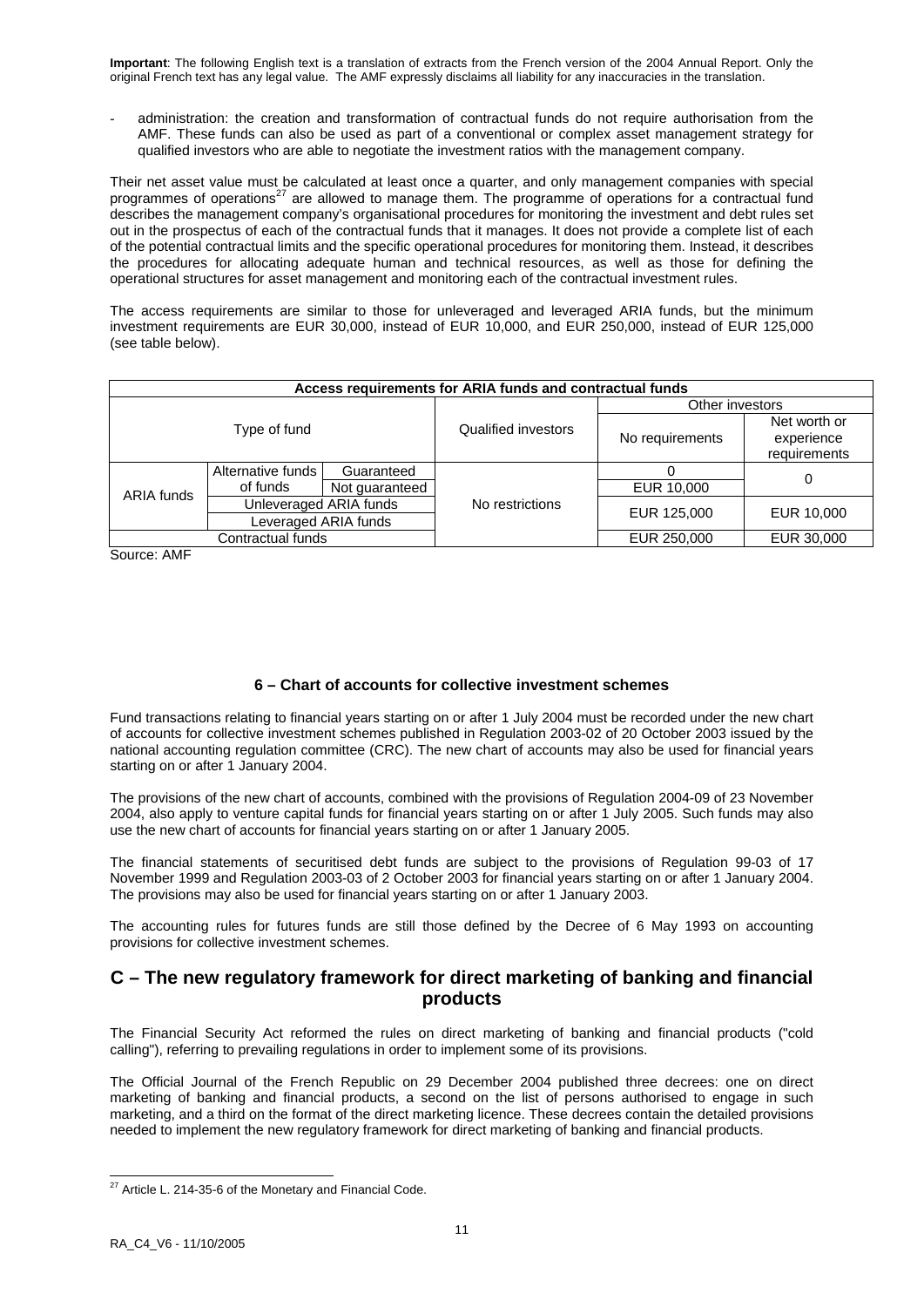**Important**: The following English text is a translation of extracts from the French version of the 2004 Annual Report. Only the original French text has any legal value. The AMF expressly disclaims all liability for any inaccuracies in the translation.

- administration: the creation and transformation of contractual funds do not require authorisation from the AMF. These funds can also be used as part of a conventional or complex asset management strategy for qualified investors who are able to negotiate the investment ratios with the management company.

Their net asset value must be calculated at least once a quarter, and only management companies with special programmes of operations[27] are allowed to manage them. The programme of operations for a contractual fund describes the management company's organisational procedures for monitoring the investment and debt rules set out in the prospectus of each of the contractual funds that it manages. It does not provide a complete list of each of the potential contractual limits and the specific operational procedures for monitoring them. Instead, it describes the procedures for allocating adequate human and technical resources, as well as those for defining the operational structures for asset management and monitoring each of the contractual investment rules.

The access requirements are similar to those for unleveraged and leveraged ARIA funds, but the minimum investment requirements are EUR 30,000, instead of EUR 10,000, and EUR 250,000, instead of EUR 125,000 (see table below).

**Access requirements for ARIA funds and contractual funds**

| Type of fund | | | Qualified investors | Other investors | |
|---|---|---|---|---|---|
| | | | | No requirements | Net worth or experience requirements |
| ARIA funds | Alternative funds of funds | Guaranteed | No restrictions | 0 | 0 |
| | | Not guaranteed | | EUR 10,000 | |
| | Unleveraged ARIA funds | | | EUR 125,000 | EUR 10,000 |
| | Leveraged ARIA funds | | | | |
| Contractual funds | | | | EUR 250,000 | EUR 30,000 |

Source: AMF

### 6 – Chart of accounts for collective investment schemes

Fund transactions relating to financial years starting on or after 1 July 2004 must be recorded under the new chart of accounts for collective investment schemes published in Regulation 2003-02 of 20 October 2003 issued by the national accounting regulation committee (CRC). The new chart of accounts may also be used for financial years starting on or after 1 January 2004.

The provisions of the new chart of accounts, combined with the provisions of Regulation 2004-09 of 23 November 2004, also apply to venture capital funds for financial years starting on or after 1 July 2005. Such funds may also use the new chart of accounts for financial years starting on or after 1 January 2005.

The financial statements of securitised debt funds are subject to the provisions of Regulation 99-03 of 17 November 1999 and Regulation 2003-03 of 2 October 2003 for financial years starting on or after 1 January 2004. The provisions may also be used for financial years starting on or after 1 January 2003.

The accounting rules for futures funds are still those defined by the Decree of 6 May 1993 on accounting provisions for collective investment schemes.

## C – The new regulatory framework for direct marketing of banking and financial products

The Financial Security Act reformed the rules on direct marketing of banking and financial products ("cold calling"), referring to prevailing regulations in order to implement some of its provisions.

The Official Journal of the French Republic on 29 December 2004 published three decrees: one on direct marketing of banking and financial products, a second on the list of persons authorised to engage in such marketing, and a third on the format of the direct marketing licence. These decrees contain the detailed provisions needed to implement the new regulatory framework for direct marketing of banking and financial products.

[27] Article L. 214-35-6 of the Monetary and Financial Code.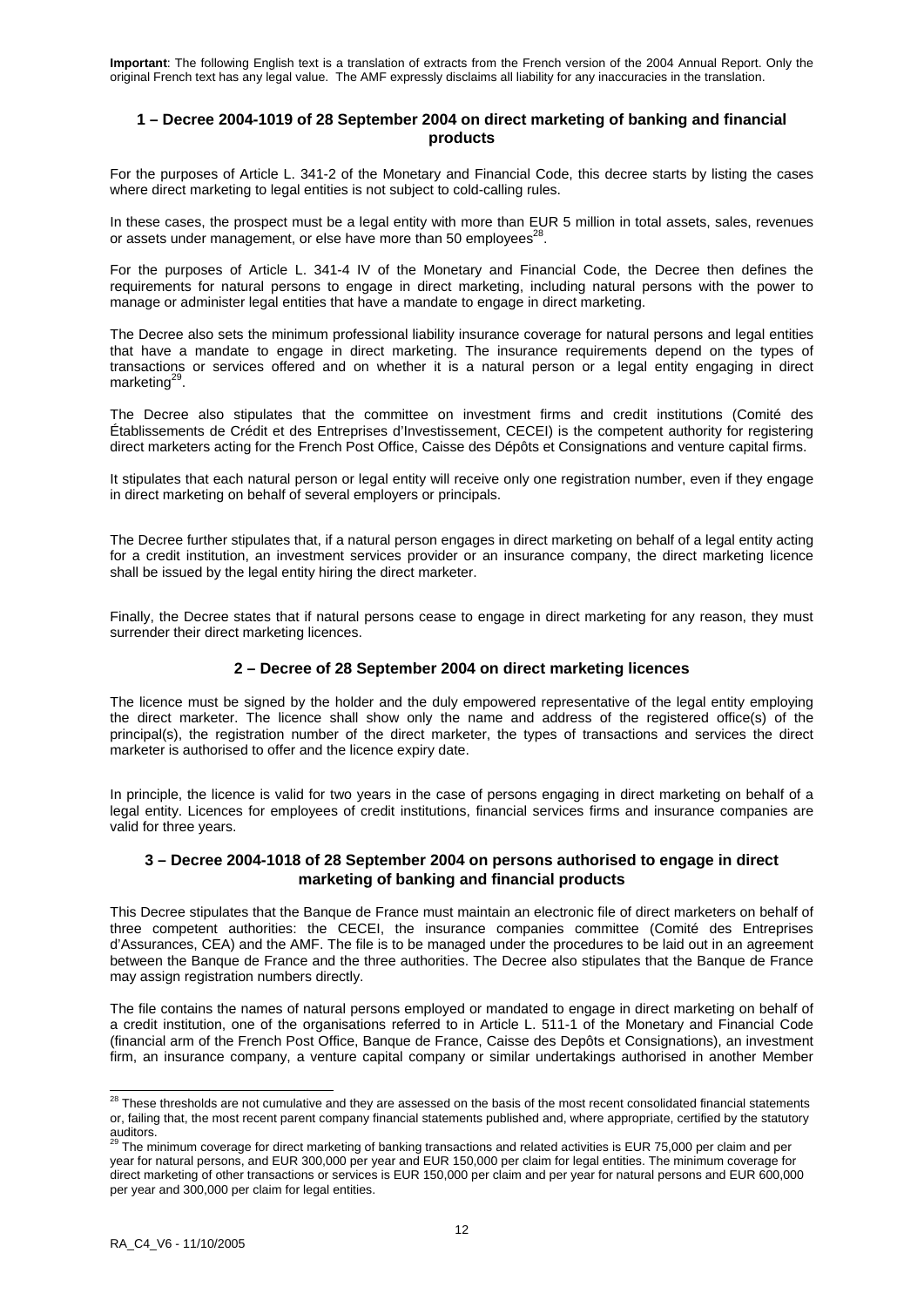**Important**: The following English text is a translation of extracts from the French version of the 2004 Annual Report. Only the original French text has any legal value. The AMF expressly disclaims all liability for any inaccuracies in the translation.

## 1 – Decree 2004-1019 of 28 September 2004 on direct marketing of banking and financial products

For the purposes of Article L. 341-2 of the Monetary and Financial Code, this decree starts by listing the cases where direct marketing to legal entities is not subject to cold-calling rules.

In these cases, the prospect must be a legal entity with more than EUR 5 million in total assets, sales, revenues or assets under management, or else have more than 50 employees[28].

For the purposes of Article L. 341-4 IV of the Monetary and Financial Code, the Decree then defines the requirements for natural persons to engage in direct marketing, including natural persons with the power to manage or administer legal entities that have a mandate to engage in direct marketing.

The Decree also sets the minimum professional liability insurance coverage for natural persons and legal entities that have a mandate to engage in direct marketing. The insurance requirements depend on the types of transactions or services offered and on whether it is a natural person or a legal entity engaging in direct marketing[29].

The Decree also stipulates that the committee on investment firms and credit institutions (Comité des Établissements de Crédit et des Entreprises d'Investissement, CECEI) is the competent authority for registering direct marketers acting for the French Post Office, Caisse des Dépôts et Consignations and venture capital firms.

It stipulates that each natural person or legal entity will receive only one registration number, even if they engage in direct marketing on behalf of several employers or principals.

The Decree further stipulates that, if a natural person engages in direct marketing on behalf of a legal entity acting for a credit institution, an investment services provider or an insurance company, the direct marketing licence shall be issued by the legal entity hiring the direct marketer.

Finally, the Decree states that if natural persons cease to engage in direct marketing for any reason, they must surrender their direct marketing licences.

## 2 – Decree of 28 September 2004 on direct marketing licences

The licence must be signed by the holder and the duly empowered representative of the legal entity employing the direct marketer. The licence shall show only the name and address of the registered office(s) of the principal(s), the registration number of the direct marketer, the types of transactions and services the direct marketer is authorised to offer and the licence expiry date.

In principle, the licence is valid for two years in the case of persons engaging in direct marketing on behalf of a legal entity. Licences for employees of credit institutions, financial services firms and insurance companies are valid for three years.

## 3 – Decree 2004-1018 of 28 September 2004 on persons authorised to engage in direct marketing of banking and financial products

This Decree stipulates that the Banque de France must maintain an electronic file of direct marketers on behalf of three competent authorities: the CECEI, the insurance companies committee (Comité des Entreprises d'Assurances, CEA) and the AMF. The file is to be managed under the procedures to be laid out in an agreement between the Banque de France and the three authorities. The Decree also stipulates that the Banque de France may assign registration numbers directly.

The file contains the names of natural persons employed or mandated to engage in direct marketing on behalf of a credit institution, one of the organisations referred to in Article L. 511-1 of the Monetary and Financial Code (financial arm of the French Post Office, Banque de France, Caisse des Depôts et Consignations), an investment firm, an insurance company, a venture capital company or similar undertakings authorised in another Member

---

[28] These thresholds are not cumulative and they are assessed on the basis of the most recent consolidated financial statements or, failing that, the most recent parent company financial statements published and, where appropriate, certified by the statutory auditors.

[29] The minimum coverage for direct marketing of banking transactions and related activities is EUR 75,000 per claim and per year for natural persons, and EUR 300,000 per year and EUR 150,000 per claim for legal entities. The minimum coverage for direct marketing of other transactions or services is EUR 150,000 per claim and per year for natural persons and EUR 600,000 per year and 300,000 per claim for legal entities.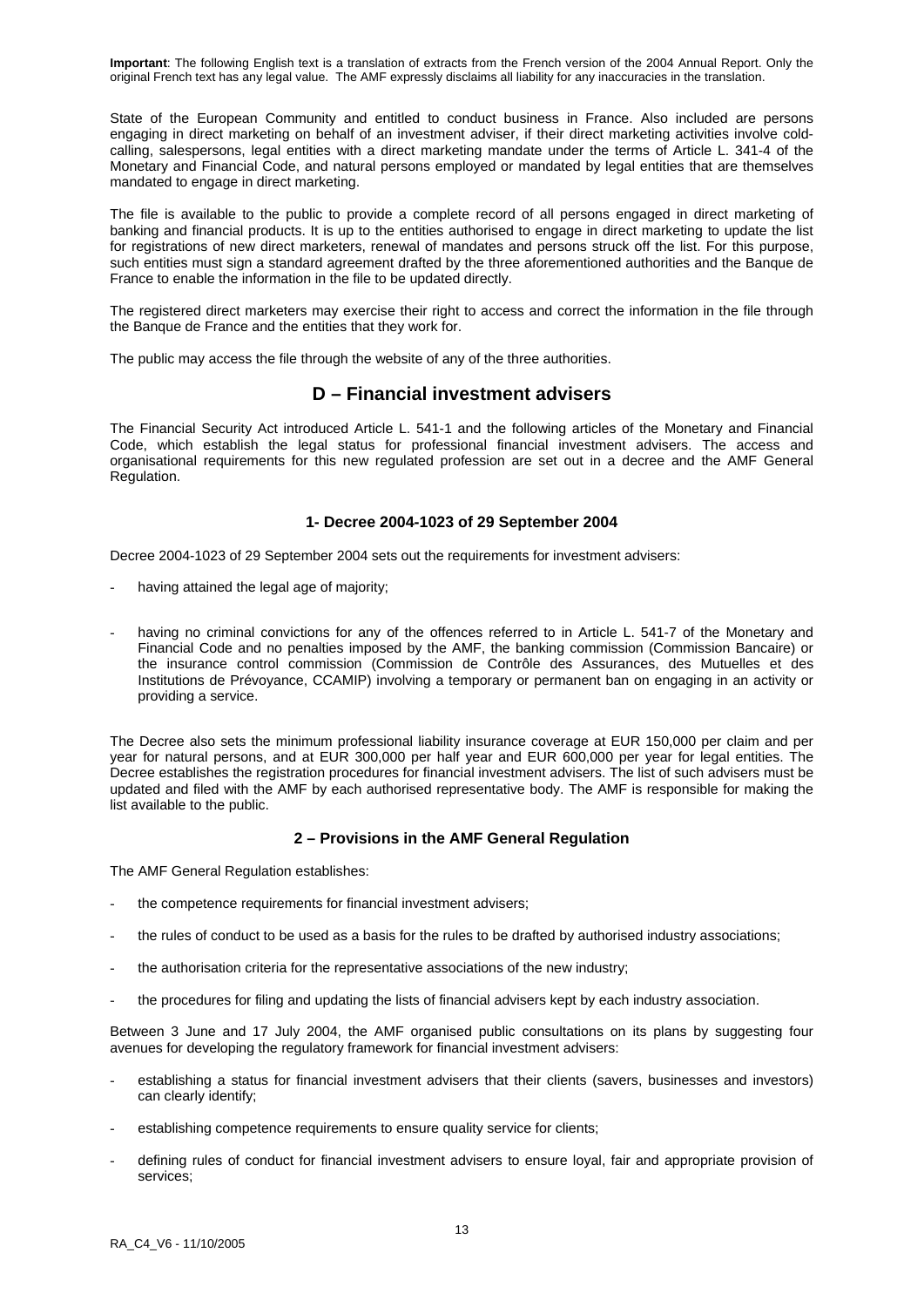**Important**: The following English text is a translation of extracts from the French version of the 2004 Annual Report. Only the original French text has any legal value. The AMF expressly disclaims all liability for any inaccuracies in the translation.

State of the European Community and entitled to conduct business in France. Also included are persons engaging in direct marketing on behalf of an investment adviser, if their direct marketing activities involve cold-calling, salespersons, legal entities with a direct marketing mandate under the terms of Article L. 341-4 of the Monetary and Financial Code, and natural persons employed or mandated by legal entities that are themselves mandated to engage in direct marketing.

The file is available to the public to provide a complete record of all persons engaged in direct marketing of banking and financial products. It is up to the entities authorised to engage in direct marketing to update the list for registrations of new direct marketers, renewal of mandates and persons struck off the list. For this purpose, such entities must sign a standard agreement drafted by the three aforementioned authorities and the Banque de France to enable the information in the file to be updated directly.

The registered direct marketers may exercise their right to access and correct the information in the file through the Banque de France and the entities that they work for.

The public may access the file through the website of any of the three authorities.

## D – Financial investment advisers

The Financial Security Act introduced Article L. 541-1 and the following articles of the Monetary and Financial Code, which establish the legal status for professional financial investment advisers. The access and organisational requirements for this new regulated profession are set out in a decree and the AMF General Regulation.

### 1- Decree 2004-1023 of 29 September 2004

Decree 2004-1023 of 29 September 2004 sets out the requirements for investment advisers:

- having attained the legal age of majority;
- having no criminal convictions for any of the offences referred to in Article L. 541-7 of the Monetary and Financial Code and no penalties imposed by the AMF, the banking commission (Commission Bancaire) or the insurance control commission (Commission de Contrôle des Assurances, des Mutuelles et des Institutions de Prévoyance, CCAMIP) involving a temporary or permanent ban on engaging in an activity or providing a service.

The Decree also sets the minimum professional liability insurance coverage at EUR 150,000 per claim and per year for natural persons, and at EUR 300,000 per half year and EUR 600,000 per year for legal entities. The Decree establishes the registration procedures for financial investment advisers. The list of such advisers must be updated and filed with the AMF by each authorised representative body. The AMF is responsible for making the list available to the public.

### 2 – Provisions in the AMF General Regulation

The AMF General Regulation establishes:

- the competence requirements for financial investment advisers;
- the rules of conduct to be used as a basis for the rules to be drafted by authorised industry associations;
- the authorisation criteria for the representative associations of the new industry;
- the procedures for filing and updating the lists of financial advisers kept by each industry association.

Between 3 June and 17 July 2004, the AMF organised public consultations on its plans by suggesting four avenues for developing the regulatory framework for financial investment advisers:

- establishing a status for financial investment advisers that their clients (savers, businesses and investors) can clearly identify;
- establishing competence requirements to ensure quality service for clients;
- defining rules of conduct for financial investment advisers to ensure loyal, fair and appropriate provision of services;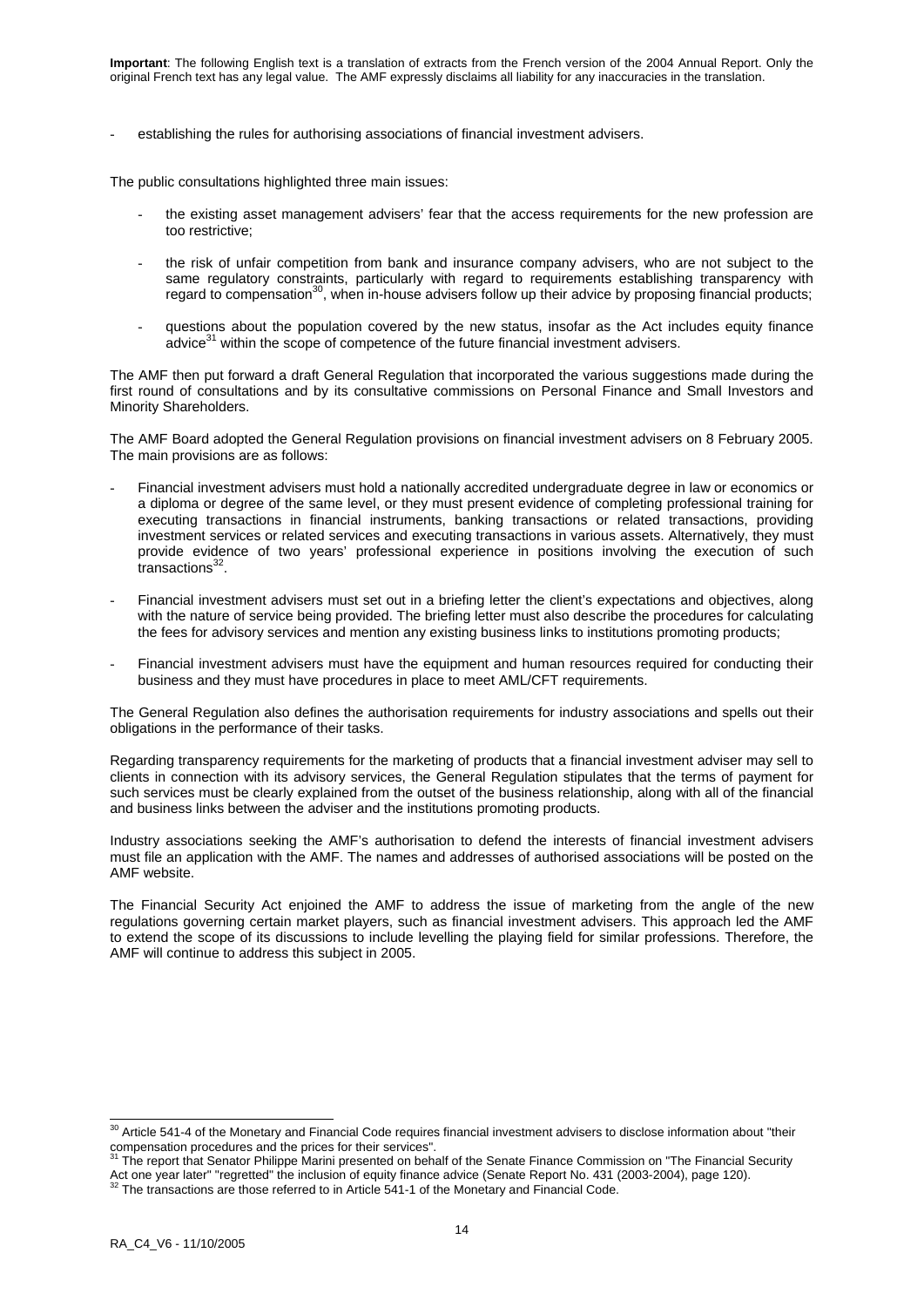**Important**: The following English text is a translation of extracts from the French version of the 2004 Annual Report. Only the original French text has any legal value. The AMF expressly disclaims all liability for any inaccuracies in the translation.

- establishing the rules for authorising associations of financial investment advisers.

The public consultations highlighted three main issues:

- the existing asset management advisers' fear that the access requirements for the new profession are too restrictive;
- the risk of unfair competition from bank and insurance company advisers, who are not subject to the same regulatory constraints, particularly with regard to requirements establishing transparency with regard to compensation[30], when in-house advisers follow up their advice by proposing financial products;
- questions about the population covered by the new status, insofar as the Act includes equity finance advice[31] within the scope of competence of the future financial investment advisers.

The AMF then put forward a draft General Regulation that incorporated the various suggestions made during the first round of consultations and by its consultative commissions on Personal Finance and Small Investors and Minority Shareholders.

The AMF Board adopted the General Regulation provisions on financial investment advisers on 8 February 2005. The main provisions are as follows:

- Financial investment advisers must hold a nationally accredited undergraduate degree in law or economics or a diploma or degree of the same level, or they must present evidence of completing professional training for executing transactions in financial instruments, banking transactions or related transactions, providing investment services or related services and executing transactions in various assets. Alternatively, they must provide evidence of two years' professional experience in positions involving the execution of such transactions[32].
- Financial investment advisers must set out in a briefing letter the client's expectations and objectives, along with the nature of service being provided. The briefing letter must also describe the procedures for calculating the fees for advisory services and mention any existing business links to institutions promoting products;
- Financial investment advisers must have the equipment and human resources required for conducting their business and they must have procedures in place to meet AML/CFT requirements.

The General Regulation also defines the authorisation requirements for industry associations and spells out their obligations in the performance of their tasks.

Regarding transparency requirements for the marketing of products that a financial investment adviser may sell to clients in connection with its advisory services, the General Regulation stipulates that the terms of payment for such services must be clearly explained from the outset of the business relationship, along with all of the financial and business links between the adviser and the institutions promoting products.

Industry associations seeking the AMF's authorisation to defend the interests of financial investment advisers must file an application with the AMF. The names and addresses of authorised associations will be posted on the AMF website.

The Financial Security Act enjoined the AMF to address the issue of marketing from the angle of the new regulations governing certain market players, such as financial investment advisers. This approach led the AMF to extend the scope of its discussions to include levelling the playing field for similar professions. Therefore, the AMF will continue to address this subject in 2005.

---

[30] Article 541-4 of the Monetary and Financial Code requires financial investment advisers to disclose information about "their compensation procedures and the prices for their services".

[31] The report that Senator Philippe Marini presented on behalf of the Senate Finance Commission on "The Financial Security Act one year later" "regretted" the inclusion of equity finance advice (Senate Report No. 431 (2003-2004), page 120).

[32] The transactions are those referred to in Article 541-1 of the Monetary and Financial Code.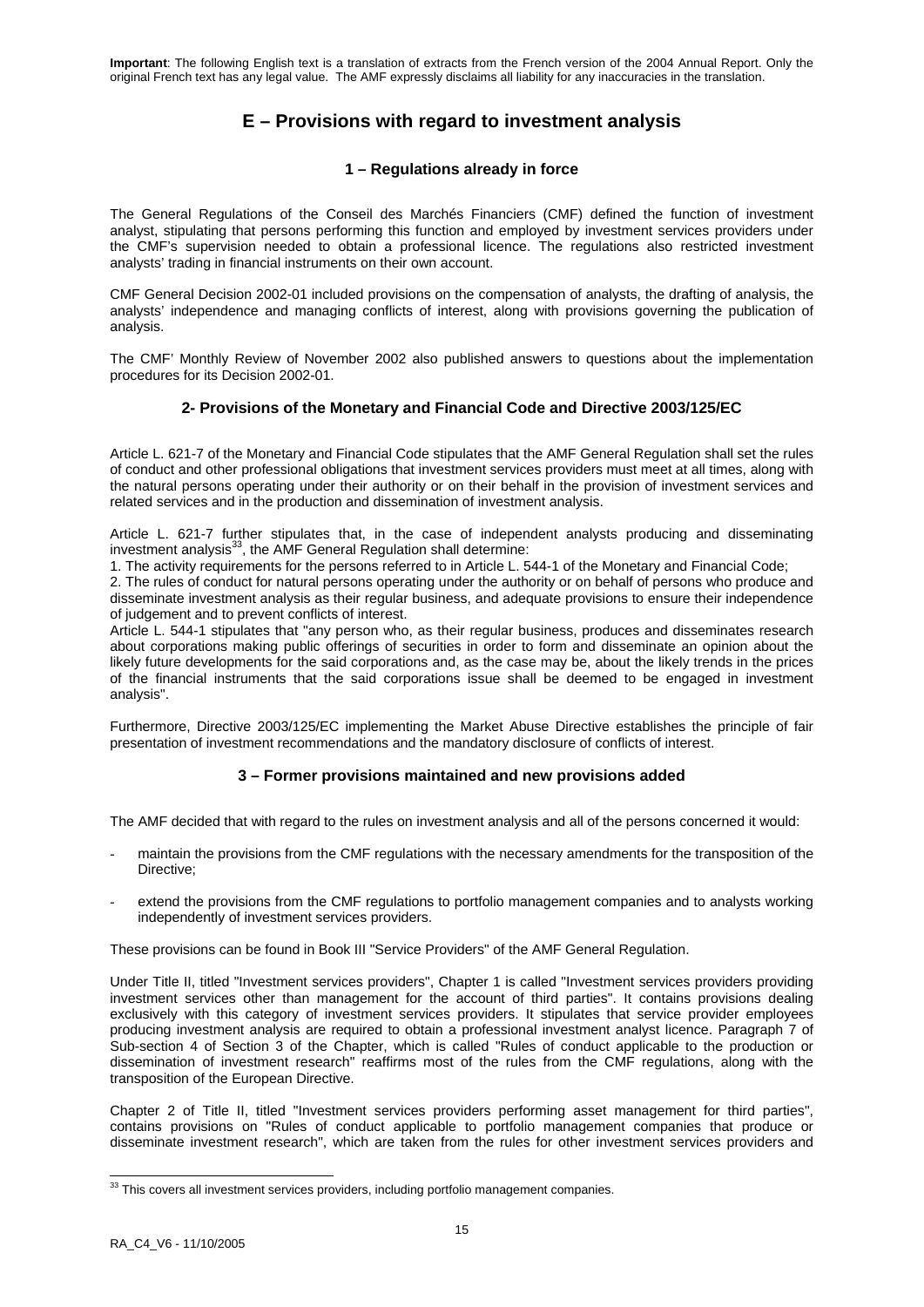**Important**: The following English text is a translation of extracts from the French version of the 2004 Annual Report. Only the original French text has any legal value. The AMF expressly disclaims all liability for any inaccuracies in the translation.

# E – Provisions with regard to investment analysis

### 1 – Regulations already in force

The General Regulations of the Conseil des Marchés Financiers (CMF) defined the function of investment analyst, stipulating that persons performing this function and employed by investment services providers under the CMF's supervision needed to obtain a professional licence. The regulations also restricted investment analysts' trading in financial instruments on their own account.

CMF General Decision 2002-01 included provisions on the compensation of analysts, the drafting of analysis, the analysts' independence and managing conflicts of interest, along with provisions governing the publication of analysis.

The CMF' Monthly Review of November 2002 also published answers to questions about the implementation procedures for its Decision 2002-01.

### 2- Provisions of the Monetary and Financial Code and Directive 2003/125/EC

Article L. 621-7 of the Monetary and Financial Code stipulates that the AMF General Regulation shall set the rules of conduct and other professional obligations that investment services providers must meet at all times, along with the natural persons operating under their authority or on their behalf in the provision of investment services and related services and in the production and dissemination of investment analysis.

Article L. 621-7 further stipulates that, in the case of independent analysts producing and disseminating investment analysis[33], the AMF General Regulation shall determine:

1. The activity requirements for the persons referred to in Article L. 544-1 of the Monetary and Financial Code;
2. The rules of conduct for natural persons operating under the authority or on behalf of persons who produce and disseminate investment analysis as their regular business, and adequate provisions to ensure their independence of judgement and to prevent conflicts of interest.

Article L. 544-1 stipulates that "any person who, as their regular business, produces and disseminates research about corporations making public offerings of securities in order to form and disseminate an opinion about the likely future developments for the said corporations and, as the case may be, about the likely trends in the prices of the financial instruments that the said corporations issue shall be deemed to be engaged in investment analysis".

Furthermore, Directive 2003/125/EC implementing the Market Abuse Directive establishes the principle of fair presentation of investment recommendations and the mandatory disclosure of conflicts of interest.

### 3 – Former provisions maintained and new provisions added

The AMF decided that with regard to the rules on investment analysis and all of the persons concerned it would:

- maintain the provisions from the CMF regulations with the necessary amendments for the transposition of the Directive;
- extend the provisions from the CMF regulations to portfolio management companies and to analysts working independently of investment services providers.

These provisions can be found in Book III "Service Providers" of the AMF General Regulation.

Under Title II, titled "Investment services providers", Chapter 1 is called "Investment services providers providing investment services other than management for the account of third parties". It contains provisions dealing exclusively with this category of investment services providers. It stipulates that service provider employees producing investment analysis are required to obtain a professional investment analyst licence. Paragraph 7 of Sub-section 4 of Section 3 of the Chapter, which is called "Rules of conduct applicable to the production or dissemination of investment research" reaffirms most of the rules from the CMF regulations, along with the transposition of the European Directive.

Chapter 2 of Title II, titled "Investment services providers performing asset management for third parties", contains provisions on "Rules of conduct applicable to portfolio management companies that produce or disseminate investment research", which are taken from the rules for other investment services providers and

---

[33] This covers all investment services providers, including portfolio management companies.

RA_C4_V6 - 11/10/2005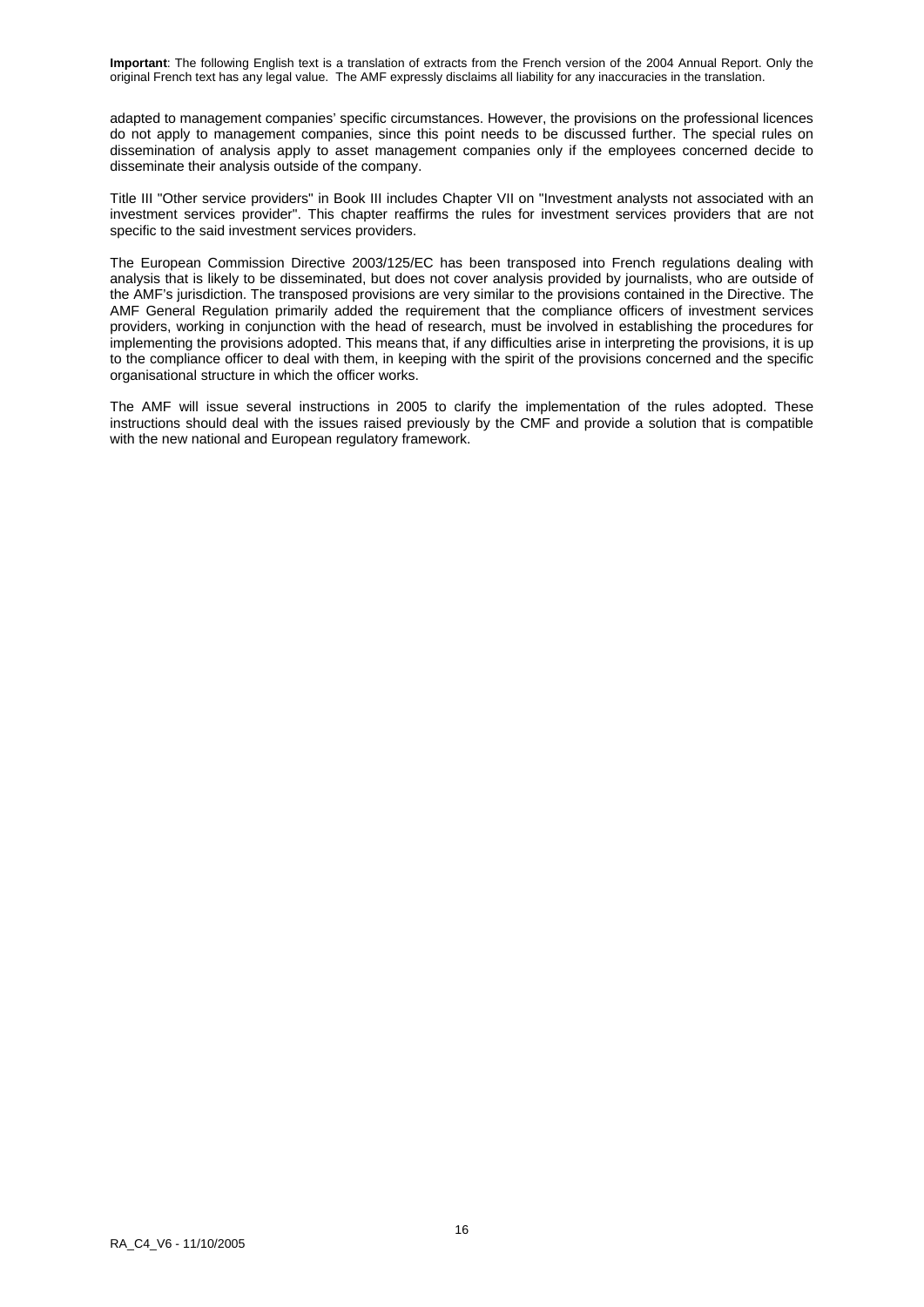adapted to management companies' specific circumstances. However, the provisions on the professional licences do not apply to management companies, since this point needs to be discussed further. The special rules on dissemination of analysis apply to asset management companies only if the employees concerned decide to disseminate their analysis outside of the company.

Title III "Other service providers" in Book III includes Chapter VII on "Investment analysts not associated with an investment services provider". This chapter reaffirms the rules for investment services providers that are not specific to the said investment services providers.

The European Commission Directive 2003/125/EC has been transposed into French regulations dealing with analysis that is likely to be disseminated, but does not cover analysis provided by journalists, who are outside of the AMF's jurisdiction. The transposed provisions are very similar to the provisions contained in the Directive. The AMF General Regulation primarily added the requirement that the compliance officers of investment services providers, working in conjunction with the head of research, must be involved in establishing the procedures for implementing the provisions adopted. This means that, if any difficulties arise in interpreting the provisions, it is up to the compliance officer to deal with them, in keeping with the spirit of the provisions concerned and the specific organisational structure in which the officer works.

The AMF will issue several instructions in 2005 to clarify the implementation of the rules adopted. These instructions should deal with the issues raised previously by the CMF and provide a solution that is compatible with the new national and European regulatory framework.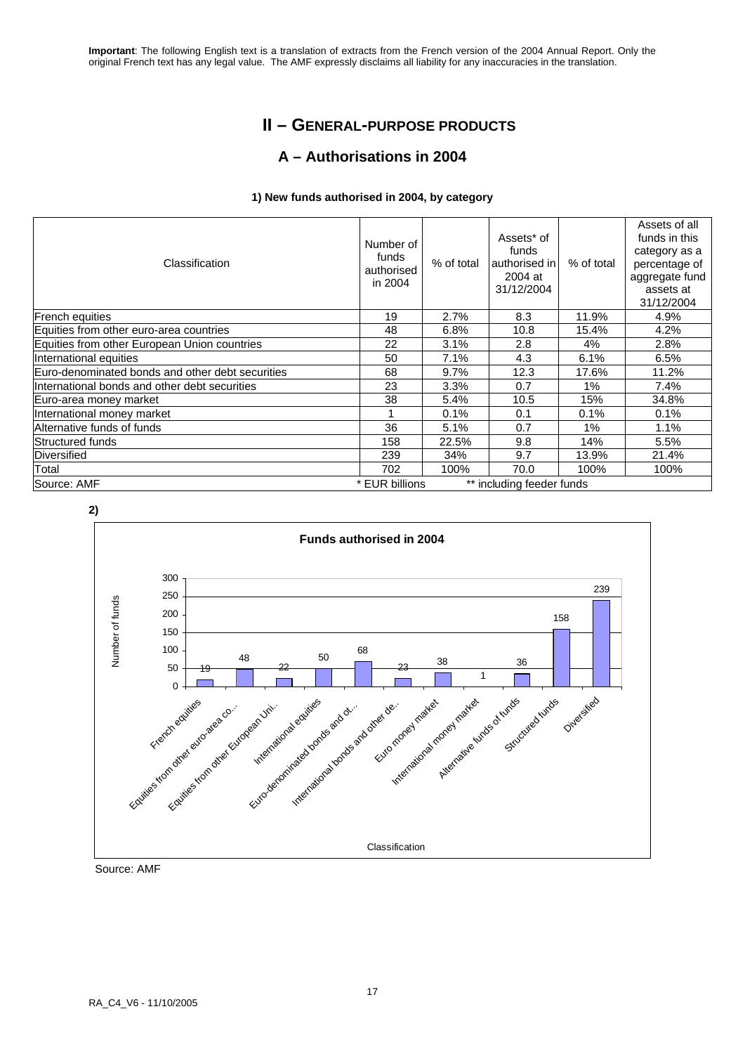**Important**: The following English text is a translation of extracts from the French version of the 2004 Annual Report. Only the original French text has any legal value. The AMF expressly disclaims all liability for any inaccuracies in the translation.

# II – GENERAL-PURPOSE PRODUCTS

## A – Authorisations in 2004

### 1) New funds authorised in 2004, by category

| Classification | Number of funds authorised in 2004 | % of total | Assets* of funds authorised in 2004 at 31/12/2004 | % of total | Assets of all funds in this category as a percentage of aggregate fund assets at 31/12/2004 |
|---|---|---|---|---|---|
| French equities | 19 | 2.7% | 8.3 | 11.9% | 4.9% |
| Equities from other euro-area countries | 48 | 6.8% | 10.8 | 15.4% | 4.2% |
| Equities from other European Union countries | 22 | 3.1% | 2.8 | 4% | 2.8% |
| International equities | 50 | 7.1% | 4.3 | 6.1% | 6.5% |
| Euro-denominated bonds and other debt securities | 68 | 9.7% | 12.3 | 17.6% | 11.2% |
| International bonds and other debt securities | 23 | 3.3% | 0.7 | 1% | 7.4% |
| Euro-area money market | 38 | 5.4% | 10.5 | 15% | 34.8% |
| International money market | 1 | 0.1% | 0.1 | 0.1% | 0.1% |
| Alternative funds of funds | 36 | 5.1% | 0.7 | 1% | 1.1% |
| Structured funds | 158 | 22.5% | 9.8 | 14% | 5.5% |
| Diversified | 239 | 34% | 9.7 | 13.9% | 21.4% |
| Total | 702 | 100% | 70.0 | 100% | 100% |
| Source: AMF | * EUR billions | | ** including feeder funds | | |

**2)**

**Funds authorised in 2004**

| Classification | Number of funds |
|---|---|
| French equities | 19 |
| Equities from other euro-area co... | 48 |
| Equities from other European Uni.. | 22 |
| International equities | 50 |
| Euro-denominated bonds and ot... | 68 |
| International bonds and other de.. | 23 |
| Euro money market | 38 |
| International money market | 1 |
| Alternative funds of funds | 36 |
| Structured funds | 158 |
| Diversified | 239 |

Source: AMF

RA_C4_V6 - 11/10/2005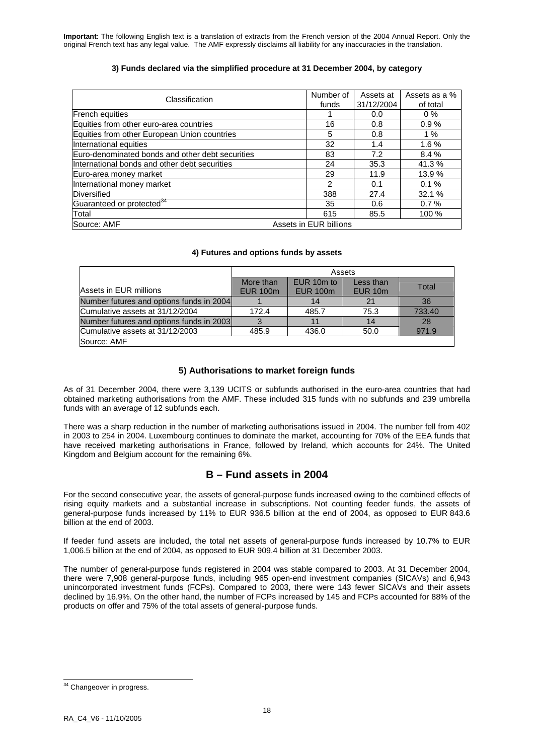**Important**: The following English text is a translation of extracts from the French version of the 2004 Annual Report. Only the original French text has any legal value. The AMF expressly disclaims all liability for any inaccuracies in the translation.

**3) Funds declared via the simplified procedure at 31 December 2004, by category**

| Classification | Number of funds | Assets at 31/12/2004 | Assets as a % of total |
|---|---|---|---|
| French equities | 1 | 0.0 | 0 % |
| Equities from other euro-area countries | 16 | 0.8 | 0.9 % |
| Equities from other European Union countries | 5 | 0.8 | 1 % |
| International equities | 32 | 1.4 | 1.6 % |
| Euro-denominated bonds and other debt securities | 83 | 7.2 | 8.4 % |
| International bonds and other debt securities | 24 | 35.3 | 41.3 % |
| Euro-area money market | 29 | 11.9 | 13.9 % |
| International money market | 2 | 0.1 | 0.1 % |
| Diversified | 388 | 27.4 | 32.1 % |
| Guaranteed or protected[34] | 35 | 0.6 | 0.7 % |
| Total | 615 | 85.5 | 100 % |
| Source: AMF | Assets in EUR billions | | |

**4) Futures and options funds by assets**

| | Assets | | | |
|---|---|---|---|---|
| Assets in EUR millions | More than EUR 100m | EUR 10m to EUR 100m | Less than EUR 10m | Total |
| Number futures and options funds in 2004 | 1 | 14 | 21 | 36 |
| Cumulative assets at 31/12/2004 | 172.4 | 485.7 | 75.3 | 733.40 |
| Number futures and options funds in 2003 | 3 | 11 | 14 | 28 |
| Cumulative assets at 31/12/2003 | 485.9 | 436.0 | 50.0 | 971.9 |
| Source: AMF | | | | |

### 5) Authorisations to market foreign funds

As of 31 December 2004, there were 3,139 UCITS or subfunds authorised in the euro-area countries that had obtained marketing authorisations from the AMF. These included 315 funds with no subfunds and 239 umbrella funds with an average of 12 subfunds each.

There was a sharp reduction in the number of marketing authorisations issued in 2004. The number fell from 402 in 2003 to 254 in 2004. Luxembourg continues to dominate the market, accounting for 70% of the EEA funds that have received marketing authorisations in France, followed by Ireland, which accounts for 24%. The United Kingdom and Belgium account for the remaining 6%.

## B – Fund assets in 2004

For the second consecutive year, the assets of general-purpose funds increased owing to the combined effects of rising equity markets and a substantial increase in subscriptions. Not counting feeder funds, the assets of general-purpose funds increased by 11% to EUR 936.5 billion at the end of 2004, as opposed to EUR 843.6 billion at the end of 2003.

If feeder fund assets are included, the total net assets of general-purpose funds increased by 10.7% to EUR 1,006.5 billion at the end of 2004, as opposed to EUR 909.4 billion at 31 December 2003.

The number of general-purpose funds registered in 2004 was stable compared to 2003. At 31 December 2004, there were 7,908 general-purpose funds, including 965 open-end investment companies (SICAVs) and 6,943 unincorporated investment funds (FCPs). Compared to 2003, there were 143 fewer SICAVs and their assets declined by 16.9%. On the other hand, the number of FCPs increased by 145 and FCPs accounted for 88% of the products on offer and 75% of the total assets of general-purpose funds.

[34] Changeover in progress.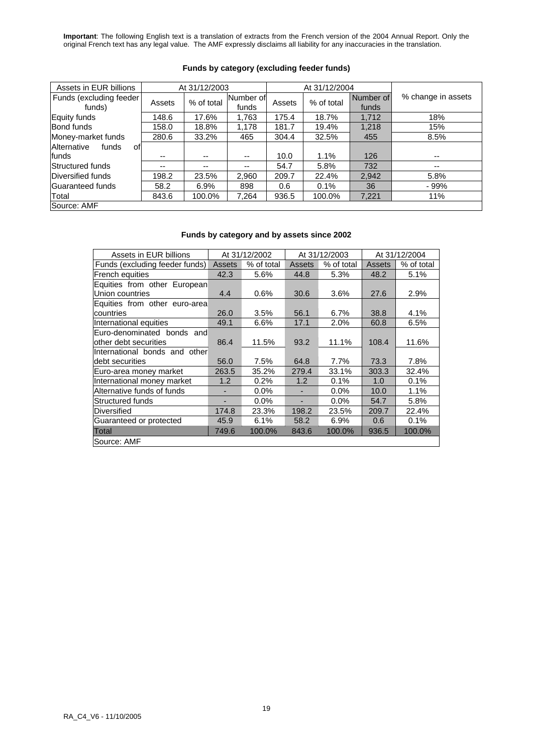**Important**: The following English text is a translation of extracts from the French version of the 2004 Annual Report. Only the original French text has any legal value. The AMF expressly disclaims all liability for any inaccuracies in the translation.

**Funds by category (excluding feeder funds)**

| Assets in EUR billions | At 31/12/2003 | | | At 31/12/2004 | | | |
|---|---|---|---|---|---|---|---|
| Funds (excluding feeder funds) | Assets | % of total | Number of funds | Assets | % of total | Number of funds | % change in assets |
| Equity funds | 148.6 | 17.6% | 1,763 | 175.4 | 18.7% | 1,712 | 18% |
| Bond funds | 158.0 | 18.8% | 1,178 | 181.7 | 19.4% | 1,218 | 15% |
| Money-market funds | 280.6 | 33.2% | 465 | 304.4 | 32.5% | 455 | 8.5% |
| Alternative funds of funds | -- | -- | -- | 10.0 | 1.1% | 126 | -- |
| Structured funds | -- | -- | -- | 54.7 | 5.8% | 732 | -- |
| Diversified funds | 198.2 | 23.5% | 2,960 | 209.7 | 22.4% | 2,942 | 5.8% |
| Guaranteed funds | 58.2 | 6.9% | 898 | 0.6 | 0.1% | 36 | - 99% |
| Total | 843.6 | 100.0% | 7,264 | 936.5 | 100.0% | 7,221 | 11% |

Source: AMF

**Funds by category and by assets since 2002**

| Assets in EUR billions | At 31/12/2002 | | At 31/12/2003 | | At 31/12/2004 | |
|---|---|---|---|---|---|---|
| Funds (excluding feeder funds) | Assets | % of total | Assets | % of total | Assets | % of total |
| French equities | 42.3 | 5.6% | 44.8 | 5.3% | 48.2 | 5.1% |
| Equities from other European Union countries | 4.4 | 0.6% | 30.6 | 3.6% | 27.6 | 2.9% |
| Equities from other euro-area countries | 26.0 | 3.5% | 56.1 | 6.7% | 38.8 | 4.1% |
| International equities | 49.1 | 6.6% | 17.1 | 2.0% | 60.8 | 6.5% |
| Euro-denominated bonds and other debt securities | 86.4 | 11.5% | 93.2 | 11.1% | 108.4 | 11.6% |
| International bonds and other debt securities | 56.0 | 7.5% | 64.8 | 7.7% | 73.3 | 7.8% |
| Euro-area money market | 263.5 | 35.2% | 279.4 | 33.1% | 303.3 | 32.4% |
| International money market | 1.2 | 0.2% | 1.2 | 0.1% | 1.0 | 0.1% |
| Alternative funds of funds | - | 0.0% | - | 0.0% | 10.0 | 1.1% |
| Structured funds | - | 0.0% | - | 0.0% | 54.7 | 5.8% |
| Diversified | 174.8 | 23.3% | 198.2 | 23.5% | 209.7 | 22.4% |
| Guaranteed or protected | 45.9 | 6.1% | 58.2 | 6.9% | 0.6 | 0.1% |
| Total | 749.6 | 100.0% | 843.6 | 100.0% | 936.5 | 100.0% |

Source: AMF

RA_C4_V6 - 11/10/2005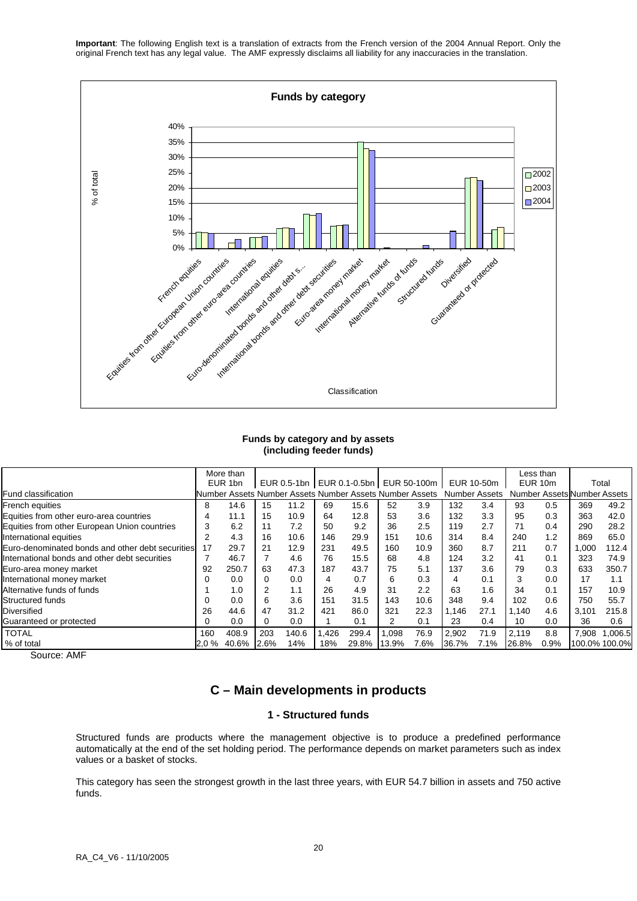**Important**: The following English text is a translation of extracts from the French version of the 2004 Annual Report. Only the original French text has any legal value. The AMF expressly disclaims all liability for any inaccuracies in the translation.

**Funds by category and by assets (including feeder funds)**

| Fund classification | More than EUR 1bn | | EUR 0.5-1bn | | EUR 0.1-0.5bn | | EUR 50-100m | | EUR 10-50m | | Less than EUR 10m | | Total | |
|---|---|---|---|---|---|---|---|---|---|---|---|---|---|---|
| | Number | Assets | Number | Assets | Number | Assets | Number | Assets | Number | Assets | Number | Assets | Number | Assets |
| French equities | 8 | 14.6 | 15 | 11.2 | 69 | 15.6 | 52 | 3.9 | 132 | 3.4 | 93 | 0.5 | 369 | 49.2 |
| Equities from other euro-area countries | 4 | 11.1 | 15 | 10.9 | 64 | 12.8 | 53 | 3.6 | 132 | 3.3 | 95 | 0.3 | 363 | 42.0 |
| Equities from other European Union countries | 3 | 6.2 | 11 | 7.2 | 50 | 9.2 | 36 | 2.5 | 119 | 2.7 | 71 | 0.4 | 290 | 28.2 |
| International equities | 2 | 4.3 | 16 | 10.6 | 146 | 29.9 | 151 | 10.6 | 314 | 8.4 | 240 | 1.2 | 869 | 65.0 |
| Euro-denominated bonds and other debt securities | 17 | 29.7 | 21 | 12.9 | 231 | 49.5 | 160 | 10.9 | 360 | 8.7 | 211 | 0.7 | 1,000 | 112.4 |
| International bonds and other debt securities | 7 | 46.7 | 7 | 4.6 | 76 | 15.5 | 68 | 4.8 | 124 | 3.2 | 41 | 0.1 | 323 | 74.9 |
| Euro-area money market | 92 | 250.7 | 63 | 47.3 | 187 | 43.7 | 75 | 5.1 | 137 | 3.6 | 79 | 0.3 | 633 | 350.7 |
| International money market | 0 | 0.0 | 0 | 0.0 | 4 | 0.7 | 6 | 0.3 | 4 | 0.1 | 3 | 0.0 | 17 | 1.1 |
| Alternative funds of funds | 1 | 1.0 | 2 | 1.1 | 26 | 4.9 | 31 | 2.2 | 63 | 1.6 | 34 | 0.1 | 157 | 10.9 |
| Structured funds | 0 | 0.0 | 6 | 3.6 | 151 | 31.5 | 143 | 10.6 | 348 | 9.4 | 102 | 0.6 | 750 | 55.7 |
| Diversified | 26 | 44.6 | 47 | 31.2 | 421 | 86.0 | 321 | 22.3 | 1,146 | 27.1 | 1,140 | 4.6 | 3,101 | 215.8 |
| Guaranteed or protected | 0 | 0.0 | 0 | 0.0 | 1 | 0.1 | 2 | 0.1 | 23 | 0.4 | 10 | 0.0 | 36 | 0.6 |
| TOTAL | 160 | 408.9 | 203 | 140.6 | 1,426 | 299.4 | 1,098 | 76.9 | 2,902 | 71.9 | 2,119 | 8.8 | 7,908 | 1,006.5 |
| % of total | 2,0 % | 40.6% | 2.6% | 14% | 18% | 29.8% | 13.9% | 7.6% | 36.7% | 7.1% | 26.8% | 0.9% | 100.0% | 100.0% |

Source: AMF

## C – Main developments in products

### 1 - Structured funds

Structured funds are products where the management objective is to produce a predefined performance automatically at the end of the set holding period. The performance depends on market parameters such as index values or a basket of stocks.

This category has seen the strongest growth in the last three years, with EUR 54.7 billion in assets and 750 active funds.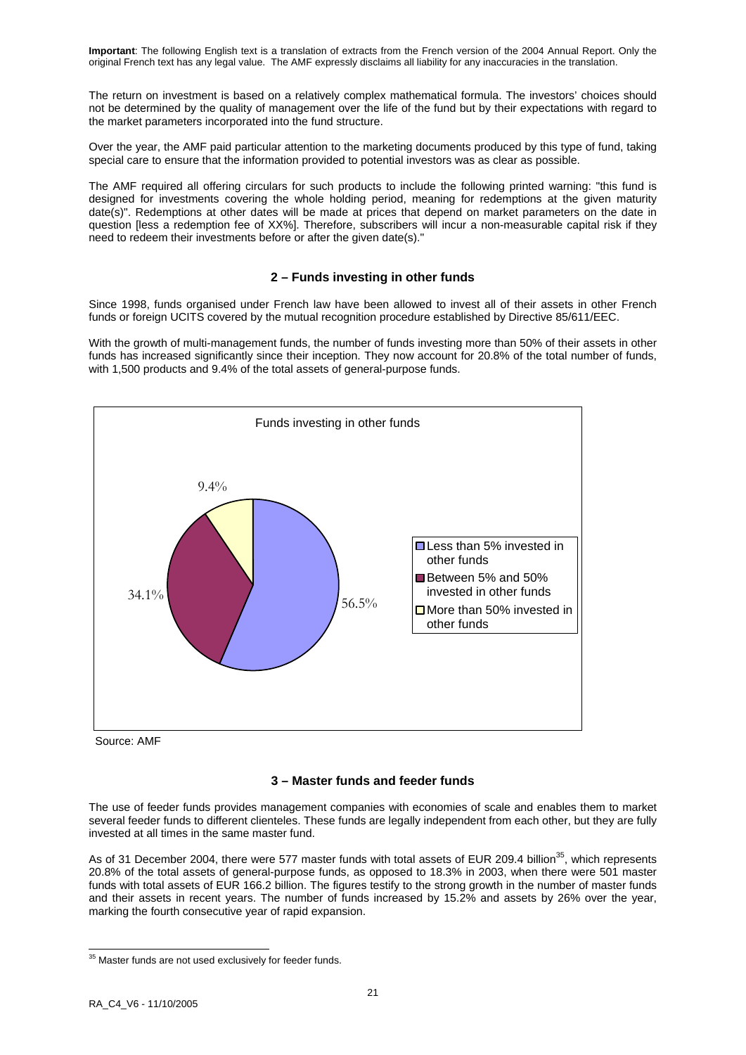**Important**: The following English text is a translation of extracts from the French version of the 2004 Annual Report. Only the original French text has any legal value. The AMF expressly disclaims all liability for any inaccuracies in the translation.

The return on investment is based on a relatively complex mathematical formula. The investors' choices should not be determined by the quality of management over the life of the fund but by their expectations with regard to the market parameters incorporated into the fund structure.

Over the year, the AMF paid particular attention to the marketing documents produced by this type of fund, taking special care to ensure that the information provided to potential investors was as clear as possible.

The AMF required all offering circulars for such products to include the following printed warning: "this fund is designed for investments covering the whole holding period, meaning for redemptions at the given maturity date(s)". Redemptions at other dates will be made at prices that depend on market parameters on the date in question [less a redemption fee of XX%]. Therefore, subscribers will incur a non-measurable capital risk if they need to redeem their investments before or after the given date(s)."

## 2 – Funds investing in other funds

Since 1998, funds organised under French law have been allowed to invest all of their assets in other French funds or foreign UCITS covered by the mutual recognition procedure established by Directive 85/611/EEC.

With the growth of multi-management funds, the number of funds investing more than 50% of their assets in other funds has increased significantly since their inception. They now account for 20.8% of the total number of funds, with 1,500 products and 9.4% of the total assets of general-purpose funds.

**Funds investing in other funds**

| Category | Share |
|---|---|
| Less than 5% invested in other funds | 56.5% |
| Between 5% and 50% invested in other funds | 34.1% |
| More than 50% invested in other funds | 9.4% |

Source: AMF

## 3 – Master funds and feeder funds

The use of feeder funds provides management companies with economies of scale and enables them to market several feeder funds to different clienteles. These funds are legally independent from each other, but they are fully invested at all times in the same master fund.

As of 31 December 2004, there were 577 master funds with total assets of EUR 209.4 billion[35], which represents 20.8% of the total assets of general-purpose funds, as opposed to 18.3% in 2003, when there were 501 master funds with total assets of EUR 166.2 billion. The figures testify to the strong growth in the number of master funds and their assets in recent years. The number of funds increased by 15.2% and assets by 26% over the year, marking the fourth consecutive year of rapid expansion.

[35] Master funds are not used exclusively for feeder funds.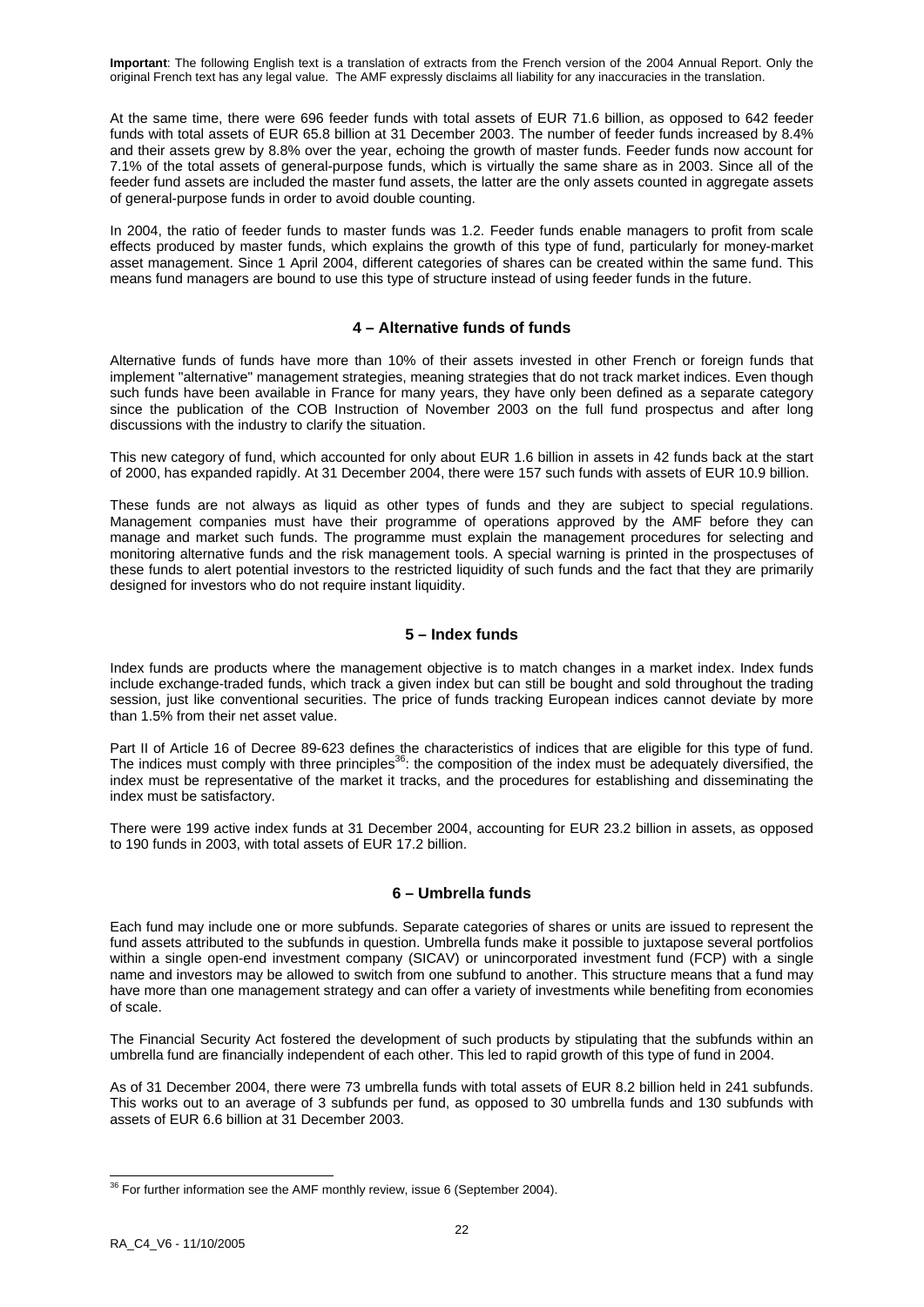**Important**: The following English text is a translation of extracts from the French version of the 2004 Annual Report. Only the original French text has any legal value. The AMF expressly disclaims all liability for any inaccuracies in the translation.

At the same time, there were 696 feeder funds with total assets of EUR 71.6 billion, as opposed to 642 feeder funds with total assets of EUR 65.8 billion at 31 December 2003. The number of feeder funds increased by 8.4% and their assets grew by 8.8% over the year, echoing the growth of master funds. Feeder funds now account for 7.1% of the total assets of general-purpose funds, which is virtually the same share as in 2003. Since all of the feeder fund assets are included the master fund assets, the latter are the only assets counted in aggregate assets of general-purpose funds in order to avoid double counting.

In 2004, the ratio of feeder funds to master funds was 1.2. Feeder funds enable managers to profit from scale effects produced by master funds, which explains the growth of this type of fund, particularly for money-market asset management. Since 1 April 2004, different categories of shares can be created within the same fund. This means fund managers are bound to use this type of structure instead of using feeder funds in the future.

## 4 – Alternative funds of funds

Alternative funds of funds have more than 10% of their assets invested in other French or foreign funds that implement "alternative" management strategies, meaning strategies that do not track market indices. Even though such funds have been available in France for many years, they have only been defined as a separate category since the publication of the COB Instruction of November 2003 on the full fund prospectus and after long discussions with the industry to clarify the situation.

This new category of fund, which accounted for only about EUR 1.6 billion in assets in 42 funds back at the start of 2000, has expanded rapidly. At 31 December 2004, there were 157 such funds with assets of EUR 10.9 billion.

These funds are not always as liquid as other types of funds and they are subject to special regulations. Management companies must have their programme of operations approved by the AMF before they can manage and market such funds. The programme must explain the management procedures for selecting and monitoring alternative funds and the risk management tools. A special warning is printed in the prospectuses of these funds to alert potential investors to the restricted liquidity of such funds and the fact that they are primarily designed for investors who do not require instant liquidity.

## 5 – Index funds

Index funds are products where the management objective is to match changes in a market index. Index funds include exchange-traded funds, which track a given index but can still be bought and sold throughout the trading session, just like conventional securities. The price of funds tracking European indices cannot deviate by more than 1.5% from their net asset value.

Part II of Article 16 of Decree 89-623 defines the characteristics of indices that are eligible for this type of fund. The indices must comply with three principles[36]: the composition of the index must be adequately diversified, the index must be representative of the market it tracks, and the procedures for establishing and disseminating the index must be satisfactory.

There were 199 active index funds at 31 December 2004, accounting for EUR 23.2 billion in assets, as opposed to 190 funds in 2003, with total assets of EUR 17.2 billion.

## 6 – Umbrella funds

Each fund may include one or more subfunds. Separate categories of shares or units are issued to represent the fund assets attributed to the subfunds in question. Umbrella funds make it possible to juxtapose several portfolios within a single open-end investment company (SICAV) or unincorporated investment fund (FCP) with a single name and investors may be allowed to switch from one subfund to another. This structure means that a fund may have more than one management strategy and can offer a variety of investments while benefiting from economies of scale.

The Financial Security Act fostered the development of such products by stipulating that the subfunds within an umbrella fund are financially independent of each other. This led to rapid growth of this type of fund in 2004.

As of 31 December 2004, there were 73 umbrella funds with total assets of EUR 8.2 billion held in 241 subfunds. This works out to an average of 3 subfunds per fund, as opposed to 30 umbrella funds and 130 subfunds with assets of EUR 6.6 billion at 31 December 2003.

---

[36] For further information see the AMF monthly review, issue 6 (September 2004).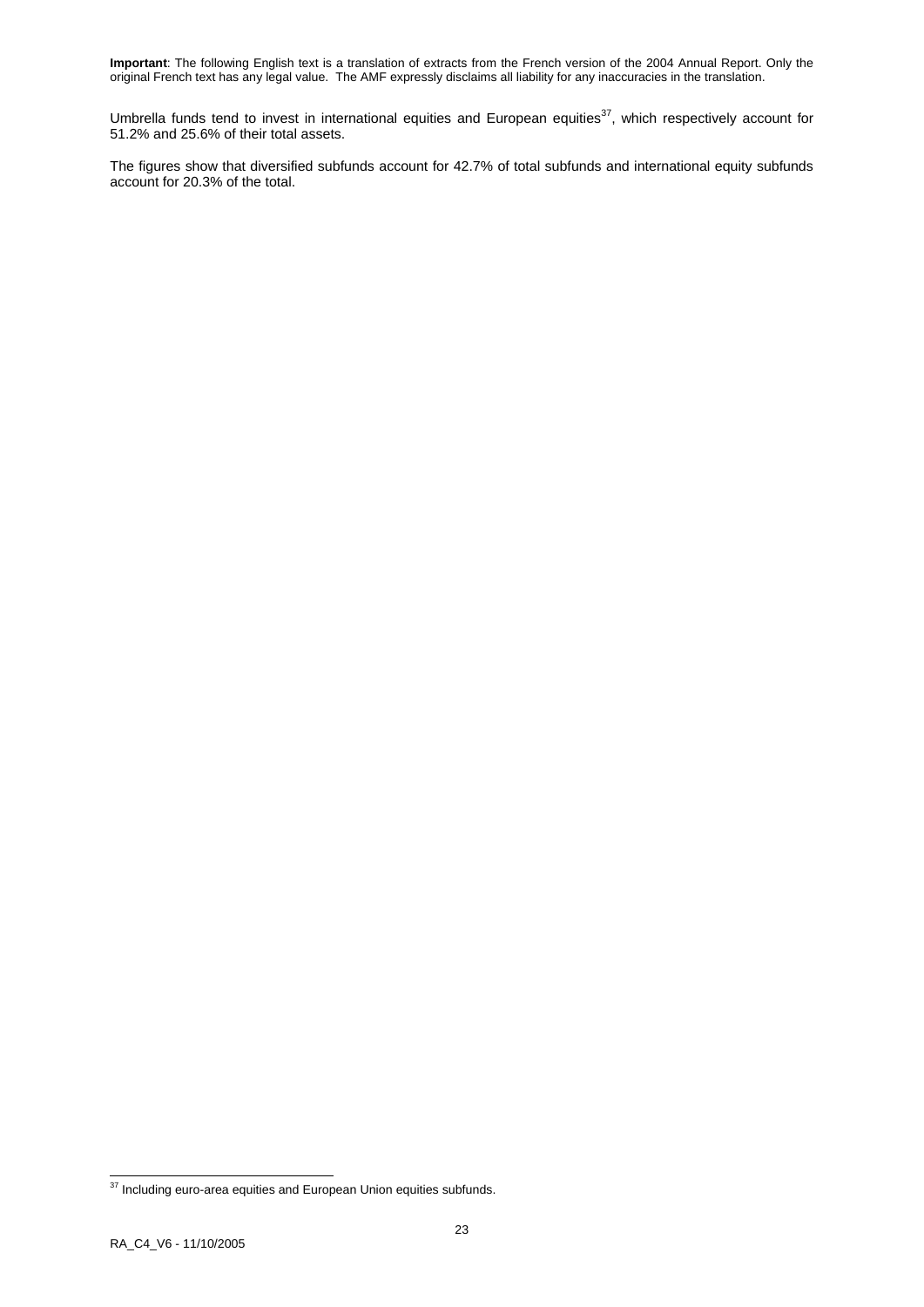**Important**: The following English text is a translation of extracts from the French version of the 2004 Annual Report. Only the original French text has any legal value. The AMF expressly disclaims all liability for any inaccuracies in the translation.

Umbrella funds tend to invest in international equities and European equities[37], which respectively account for 51.2% and 25.6% of their total assets.

The figures show that diversified subfunds account for 42.7% of total subfunds and international equity subfunds account for 20.3% of the total.

[37] Including euro-area equities and European Union equities subfunds.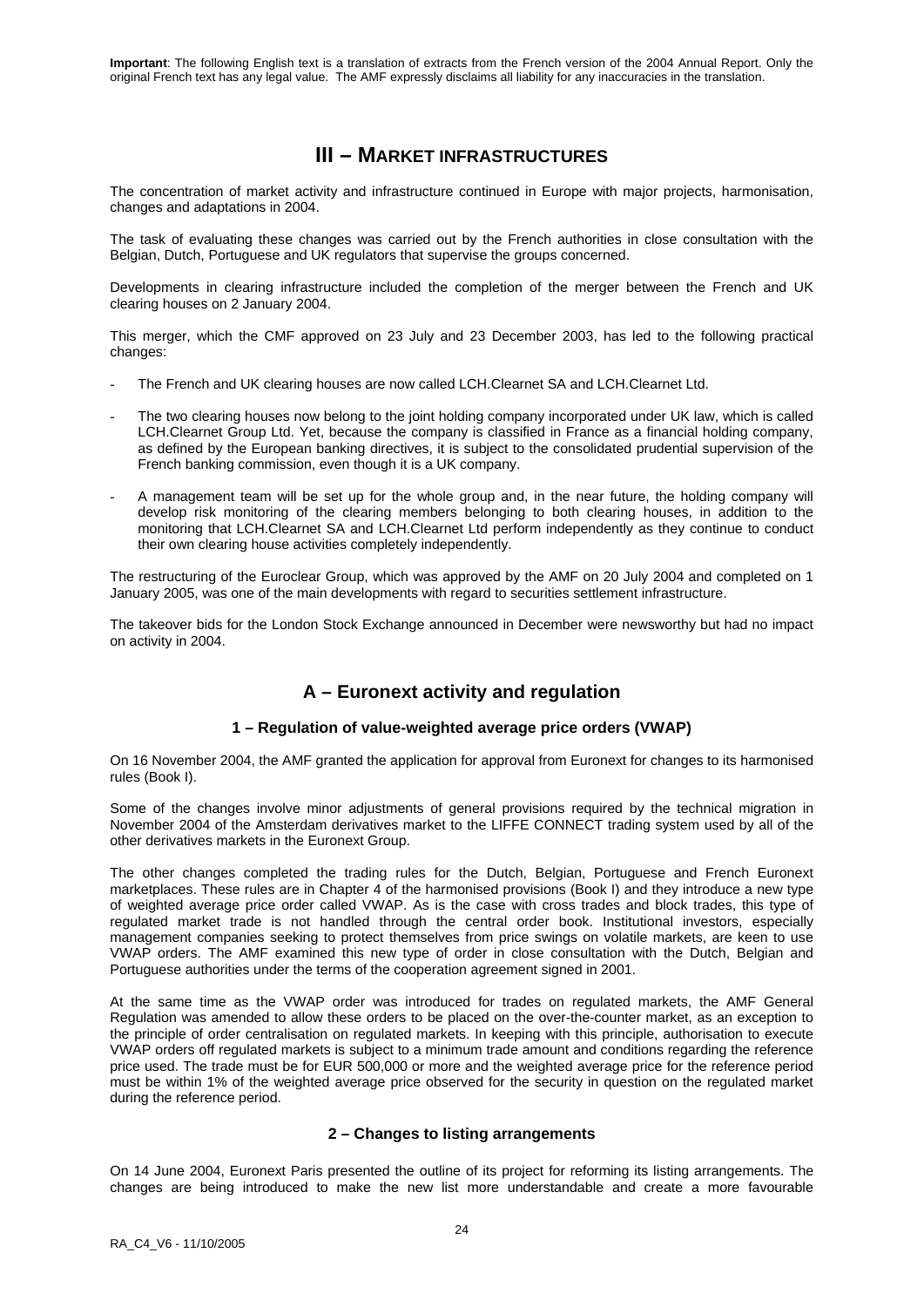**Important**: The following English text is a translation of extracts from the French version of the 2004 Annual Report. Only the original French text has any legal value. The AMF expressly disclaims all liability for any inaccuracies in the translation.

# III – MARKET INFRASTRUCTURES

The concentration of market activity and infrastructure continued in Europe with major projects, harmonisation, changes and adaptations in 2004.

The task of evaluating these changes was carried out by the French authorities in close consultation with the Belgian, Dutch, Portuguese and UK regulators that supervise the groups concerned.

Developments in clearing infrastructure included the completion of the merger between the French and UK clearing houses on 2 January 2004.

This merger, which the CMF approved on 23 July and 23 December 2003, has led to the following practical changes:

- The French and UK clearing houses are now called LCH.Clearnet SA and LCH.Clearnet Ltd.
- The two clearing houses now belong to the joint holding company incorporated under UK law, which is called LCH.Clearnet Group Ltd. Yet, because the company is classified in France as a financial holding company, as defined by the European banking directives, it is subject to the consolidated prudential supervision of the French banking commission, even though it is a UK company.
- A management team will be set up for the whole group and, in the near future, the holding company will develop risk monitoring of the clearing members belonging to both clearing houses, in addition to the monitoring that LCH.Clearnet SA and LCH.Clearnet Ltd perform independently as they continue to conduct their own clearing house activities completely independently.

The restructuring of the Euroclear Group, which was approved by the AMF on 20 July 2004 and completed on 1 January 2005, was one of the main developments with regard to securities settlement infrastructure.

The takeover bids for the London Stock Exchange announced in December were newsworthy but had no impact on activity in 2004.

## A – Euronext activity and regulation

### 1 – Regulation of value-weighted average price orders (VWAP)

On 16 November 2004, the AMF granted the application for approval from Euronext for changes to its harmonised rules (Book I).

Some of the changes involve minor adjustments of general provisions required by the technical migration in November 2004 of the Amsterdam derivatives market to the LIFFE CONNECT trading system used by all of the other derivatives markets in the Euronext Group.

The other changes completed the trading rules for the Dutch, Belgian, Portuguese and French Euronext marketplaces. These rules are in Chapter 4 of the harmonised provisions (Book I) and they introduce a new type of weighted average price order called VWAP. As is the case with cross trades and block trades, this type of regulated market trade is not handled through the central order book. Institutional investors, especially management companies seeking to protect themselves from price swings on volatile markets, are keen to use VWAP orders. The AMF examined this new type of order in close consultation with the Dutch, Belgian and Portuguese authorities under the terms of the cooperation agreement signed in 2001.

At the same time as the VWAP order was introduced for trades on regulated markets, the AMF General Regulation was amended to allow these orders to be placed on the over-the-counter market, as an exception to the principle of order centralisation on regulated markets. In keeping with this principle, authorisation to execute VWAP orders off regulated markets is subject to a minimum trade amount and conditions regarding the reference price used. The trade must be for EUR 500,000 or more and the weighted average price for the reference period must be within 1% of the weighted average price observed for the security in question on the regulated market during the reference period.

### 2 – Changes to listing arrangements

On 14 June 2004, Euronext Paris presented the outline of its project for reforming its listing arrangements. The changes are being introduced to make the new list more understandable and create a more favourable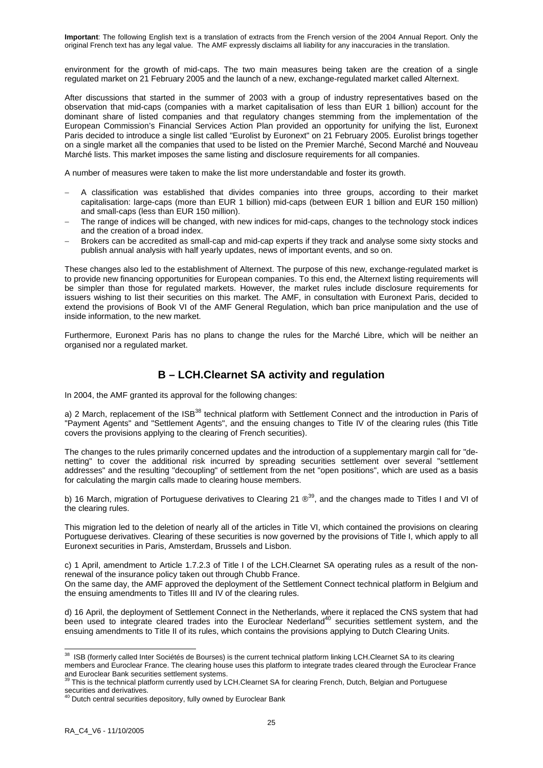**Important**: The following English text is a translation of extracts from the French version of the 2004 Annual Report. Only the original French text has any legal value. The AMF expressly disclaims all liability for any inaccuracies in the translation.

environment for the growth of mid-caps. The two main measures being taken are the creation of a single regulated market on 21 February 2005 and the launch of a new, exchange-regulated market called Alternext.

After discussions that started in the summer of 2003 with a group of industry representatives based on the observation that mid-caps (companies with a market capitalisation of less than EUR 1 billion) account for the dominant share of listed companies and that regulatory changes stemming from the implementation of the European Commission's Financial Services Action Plan provided an opportunity for unifying the list, Euronext Paris decided to introduce a single list called "Eurolist by Euronext" on 21 February 2005. Eurolist brings together on a single market all the companies that used to be listed on the Premier Marché, Second Marché and Nouveau Marché lists. This market imposes the same listing and disclosure requirements for all companies.

A number of measures were taken to make the list more understandable and foster its growth.

- A classification was established that divides companies into three groups, according to their market capitalisation: large-caps (more than EUR 1 billion) mid-caps (between EUR 1 billion and EUR 150 million) and small-caps (less than EUR 150 million).
- The range of indices will be changed, with new indices for mid-caps, changes to the technology stock indices and the creation of a broad index.
- Brokers can be accredited as small-cap and mid-cap experts if they track and analyse some sixty stocks and publish annual analysis with half yearly updates, news of important events, and so on.

These changes also led to the establishment of Alternext. The purpose of this new, exchange-regulated market is to provide new financing opportunities for European companies. To this end, the Alternext listing requirements will be simpler than those for regulated markets. However, the market rules include disclosure requirements for issuers wishing to list their securities on this market. The AMF, in consultation with Euronext Paris, decided to extend the provisions of Book VI of the AMF General Regulation, which ban price manipulation and the use of inside information, to the new market.

Furthermore, Euronext Paris has no plans to change the rules for the Marché Libre, which will be neither an organised nor a regulated market.

## B – LCH.Clearnet SA activity and regulation

In 2004, the AMF granted its approval for the following changes:

a) 2 March, replacement of the ISB[38] technical platform with Settlement Connect and the introduction in Paris of "Payment Agents" and "Settlement Agents", and the ensuing changes to Title IV of the clearing rules (this Title covers the provisions applying to the clearing of French securities).

The changes to the rules primarily concerned updates and the introduction of a supplementary margin call for "de-netting" to cover the additional risk incurred by spreading securities settlement over several "settlement addresses" and the resulting "decoupling" of settlement from the net "open positions", which are used as a basis for calculating the margin calls made to clearing house members.

b) 16 March, migration of Portuguese derivatives to Clearing 21 ®[39], and the changes made to Titles I and VI of the clearing rules.

This migration led to the deletion of nearly all of the articles in Title VI, which contained the provisions on clearing Portuguese derivatives. Clearing of these securities is now governed by the provisions of Title I, which apply to all Euronext securities in Paris, Amsterdam, Brussels and Lisbon.

c) 1 April, amendment to Article 1.7.2.3 of Title I of the LCH.Clearnet SA operating rules as a result of the non-renewal of the insurance policy taken out through Chubb France.
On the same day, the AMF approved the deployment of the Settlement Connect technical platform in Belgium and the ensuing amendments to Titles III and IV of the clearing rules.

d) 16 April, the deployment of Settlement Connect in the Netherlands, where it replaced the CNS system that had been used to integrate cleared trades into the Euroclear Nederland[40] securities settlement system, and the ensuing amendments to Title II of its rules, which contains the provisions applying to Dutch Clearing Units.

---

[38] ISB (formerly called Inter Sociétés de Bourses) is the current technical platform linking LCH.Clearnet SA to its clearing members and Euroclear France. The clearing house uses this platform to integrate trades cleared through the Euroclear France and Euroclear Bank securities settlement systems.

[39] This is the technical platform currently used by LCH.Clearnet SA for clearing French, Dutch, Belgian and Portuguese securities and derivatives.

[40] Dutch central securities depository, fully owned by Euroclear Bank

RA_C4_V6 - 11/10/2005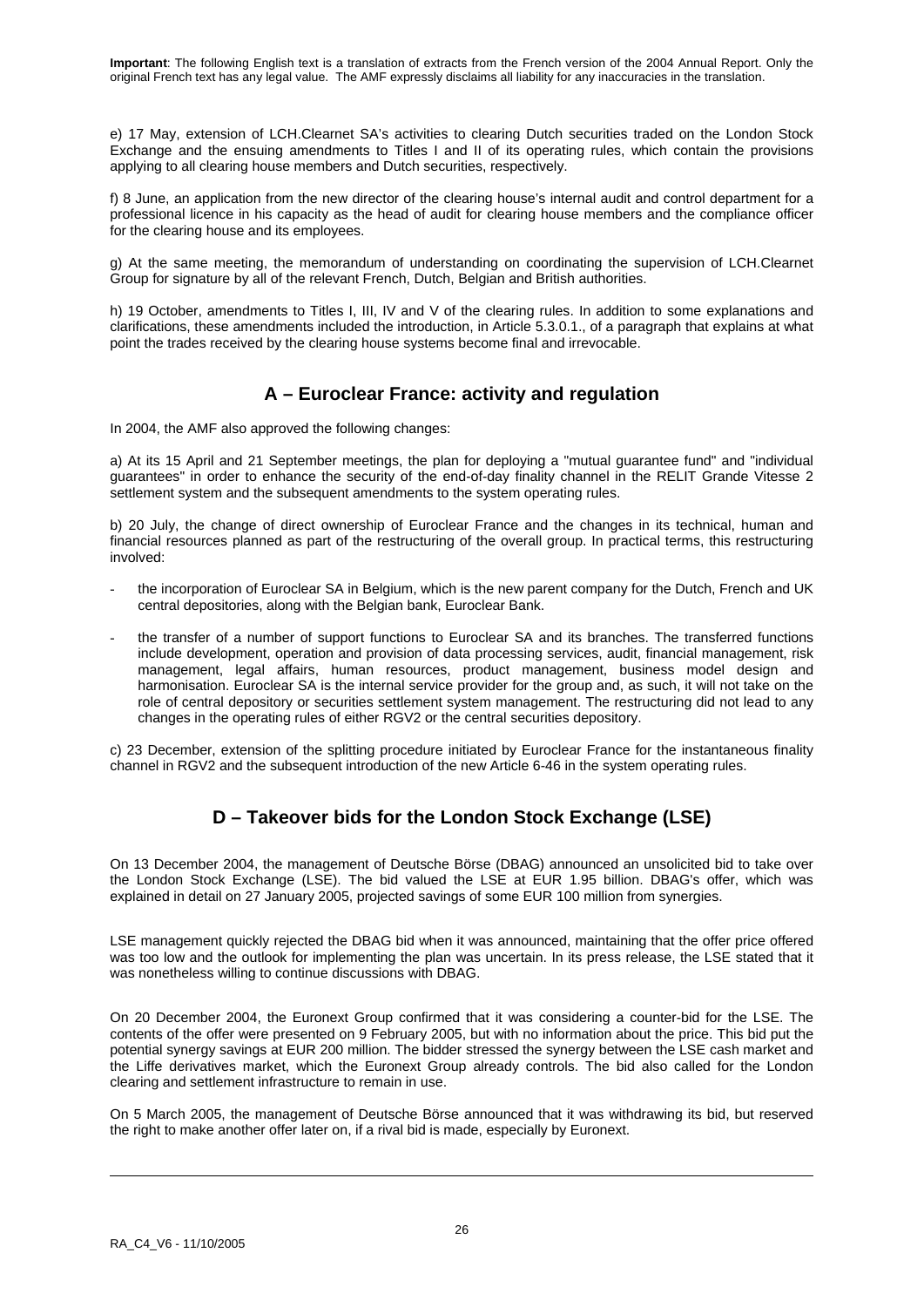**Important**: The following English text is a translation of extracts from the French version of the 2004 Annual Report. Only the original French text has any legal value. The AMF expressly disclaims all liability for any inaccuracies in the translation.

e) 17 May, extension of LCH.Clearnet SA's activities to clearing Dutch securities traded on the London Stock Exchange and the ensuing amendments to Titles I and II of its operating rules, which contain the provisions applying to all clearing house members and Dutch securities, respectively.

f) 8 June, an application from the new director of the clearing house's internal audit and control department for a professional licence in his capacity as the head of audit for clearing house members and the compliance officer for the clearing house and its employees.

g) At the same meeting, the memorandum of understanding on coordinating the supervision of LCH.Clearnet Group for signature by all of the relevant French, Dutch, Belgian and British authorities.

h) 19 October, amendments to Titles I, III, IV and V of the clearing rules. In addition to some explanations and clarifications, these amendments included the introduction, in Article 5.3.0.1., of a paragraph that explains at what point the trades received by the clearing house systems become final and irrevocable.

## A – Euroclear France: activity and regulation

In 2004, the AMF also approved the following changes:

a) At its 15 April and 21 September meetings, the plan for deploying a "mutual guarantee fund" and "individual guarantees" in order to enhance the security of the end-of-day finality channel in the RELIT Grande Vitesse 2 settlement system and the subsequent amendments to the system operating rules.

b) 20 July, the change of direct ownership of Euroclear France and the changes in its technical, human and financial resources planned as part of the restructuring of the overall group. In practical terms, this restructuring involved:

- the incorporation of Euroclear SA in Belgium, which is the new parent company for the Dutch, French and UK central depositories, along with the Belgian bank, Euroclear Bank.
- the transfer of a number of support functions to Euroclear SA and its branches. The transferred functions include development, operation and provision of data processing services, audit, financial management, risk management, legal affairs, human resources, product management, business model design and harmonisation. Euroclear SA is the internal service provider for the group and, as such, it will not take on the role of central depository or securities settlement system management. The restructuring did not lead to any changes in the operating rules of either RGV2 or the central securities depository.

c) 23 December, extension of the splitting procedure initiated by Euroclear France for the instantaneous finality channel in RGV2 and the subsequent introduction of the new Article 6-46 in the system operating rules.

## D – Takeover bids for the London Stock Exchange (LSE)

On 13 December 2004, the management of Deutsche Börse (DBAG) announced an unsolicited bid to take over the London Stock Exchange (LSE). The bid valued the LSE at EUR 1.95 billion. DBAG's offer, which was explained in detail on 27 January 2005, projected savings of some EUR 100 million from synergies.

LSE management quickly rejected the DBAG bid when it was announced, maintaining that the offer price offered was too low and the outlook for implementing the plan was uncertain. In its press release, the LSE stated that it was nonetheless willing to continue discussions with DBAG.

On 20 December 2004, the Euronext Group confirmed that it was considering a counter-bid for the LSE. The contents of the offer were presented on 9 February 2005, but with no information about the price. This bid put the potential synergy savings at EUR 200 million. The bidder stressed the synergy between the LSE cash market and the Liffe derivatives market, which the Euronext Group already controls. The bid also called for the London clearing and settlement infrastructure to remain in use.

On 5 March 2005, the management of Deutsche Börse announced that it was withdrawing its bid, but reserved the right to make another offer later on, if a rival bid is made, especially by Euronext.

RA_C4_V6 - 11/10/2005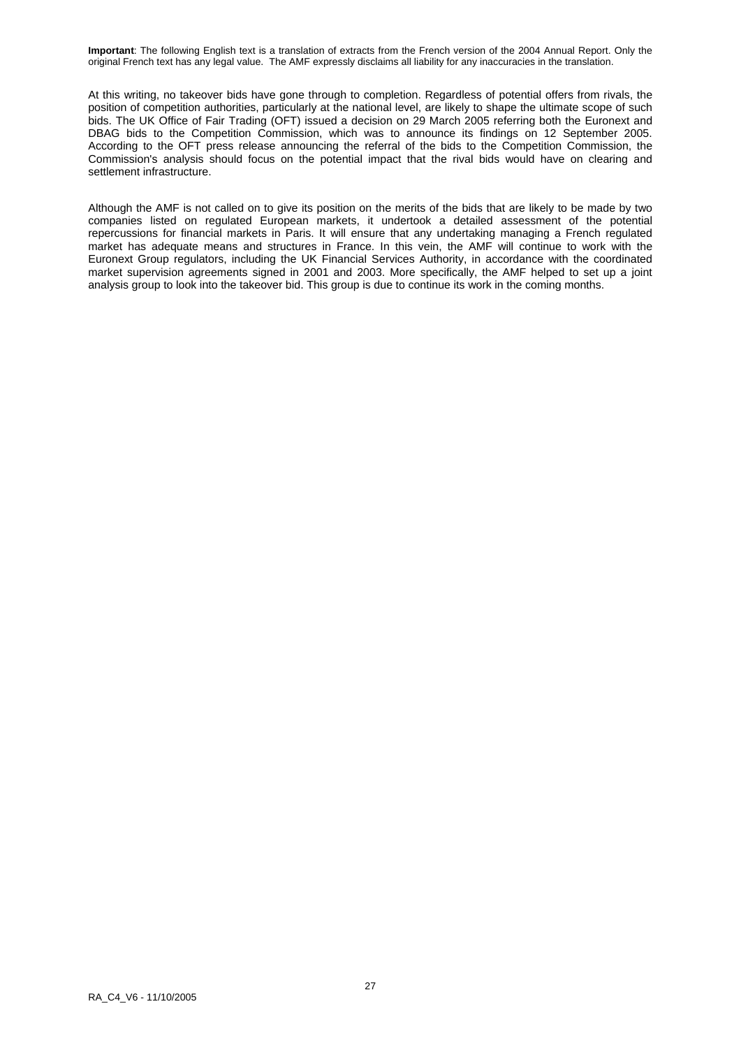**Important**: The following English text is a translation of extracts from the French version of the 2004 Annual Report. Only the original French text has any legal value. The AMF expressly disclaims all liability for any inaccuracies in the translation.

At this writing, no takeover bids have gone through to completion. Regardless of potential offers from rivals, the position of competition authorities, particularly at the national level, are likely to shape the ultimate scope of such bids. The UK Office of Fair Trading (OFT) issued a decision on 29 March 2005 referring both the Euronext and DBAG bids to the Competition Commission, which was to announce its findings on 12 September 2005. According to the OFT press release announcing the referral of the bids to the Competition Commission, the Commission's analysis should focus on the potential impact that the rival bids would have on clearing and settlement infrastructure.

Although the AMF is not called on to give its position on the merits of the bids that are likely to be made by two companies listed on regulated European markets, it undertook a detailed assessment of the potential repercussions for financial markets in Paris. It will ensure that any undertaking managing a French regulated market has adequate means and structures in France. In this vein, the AMF will continue to work with the Euronext Group regulators, including the UK Financial Services Authority, in accordance with the coordinated market supervision agreements signed in 2001 and 2003. More specifically, the AMF helped to set up a joint analysis group to look into the takeover bid. This group is due to continue its work in the coming months.

RA_C4_V6 - 11/10/2005